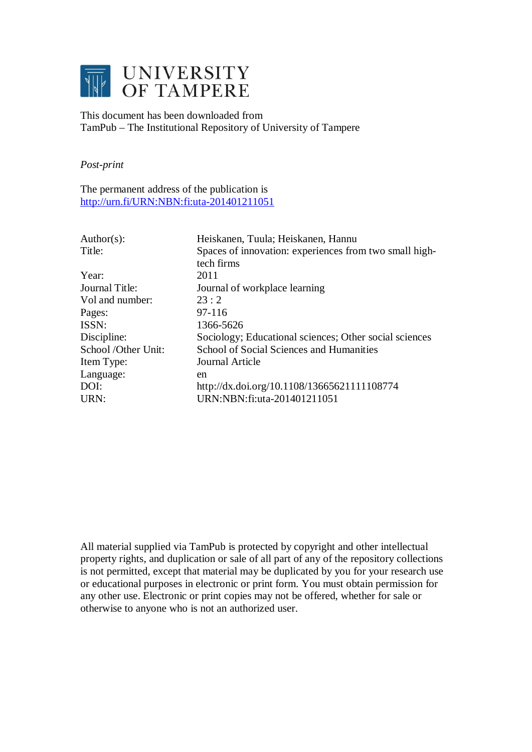# UNIVERSITY OF TAMPERE

This document has been downloaded from
TamPub – The Institutional Repository of University of Tampere

*Post-print*

The permanent address of the publication is
[http://urn.fi/URN:NBN:fi:uta-201401211051](http://urn.fi/URN:NBN:fi:uta-201401211051)

| | |
|---|---|
| Author(s): | Heiskanen, Tuula; Heiskanen, Hannu |
| Title: | Spaces of innovation: experiences from two small high-tech firms |
| Year: | 2011 |
| Journal Title: | Journal of workplace learning |
| Vol and number: | 23 : 2 |
| Pages: | 97-116 |
| ISSN: | 1366-5626 |
| Discipline: | Sociology; Educational sciences; Other social sciences |
| School /Other Unit: | School of Social Sciences and Humanities |
| Item Type: | Journal Article |
| Language: | en |
| DOI: | http://dx.doi.org/10.1108/13665621111108774 |
| URN: | URN:NBN:fi:uta-201401211051 |

All material supplied via TamPub is protected by copyright and other intellectual property rights, and duplication or sale of all part of any of the repository collections is not permitted, except that material may be duplicated by you for your research use or educational purposes in electronic or print form. You must obtain permission for any other use. Electronic or print copies may not be offered, whether for sale or otherwise to anyone who is not an authorized user.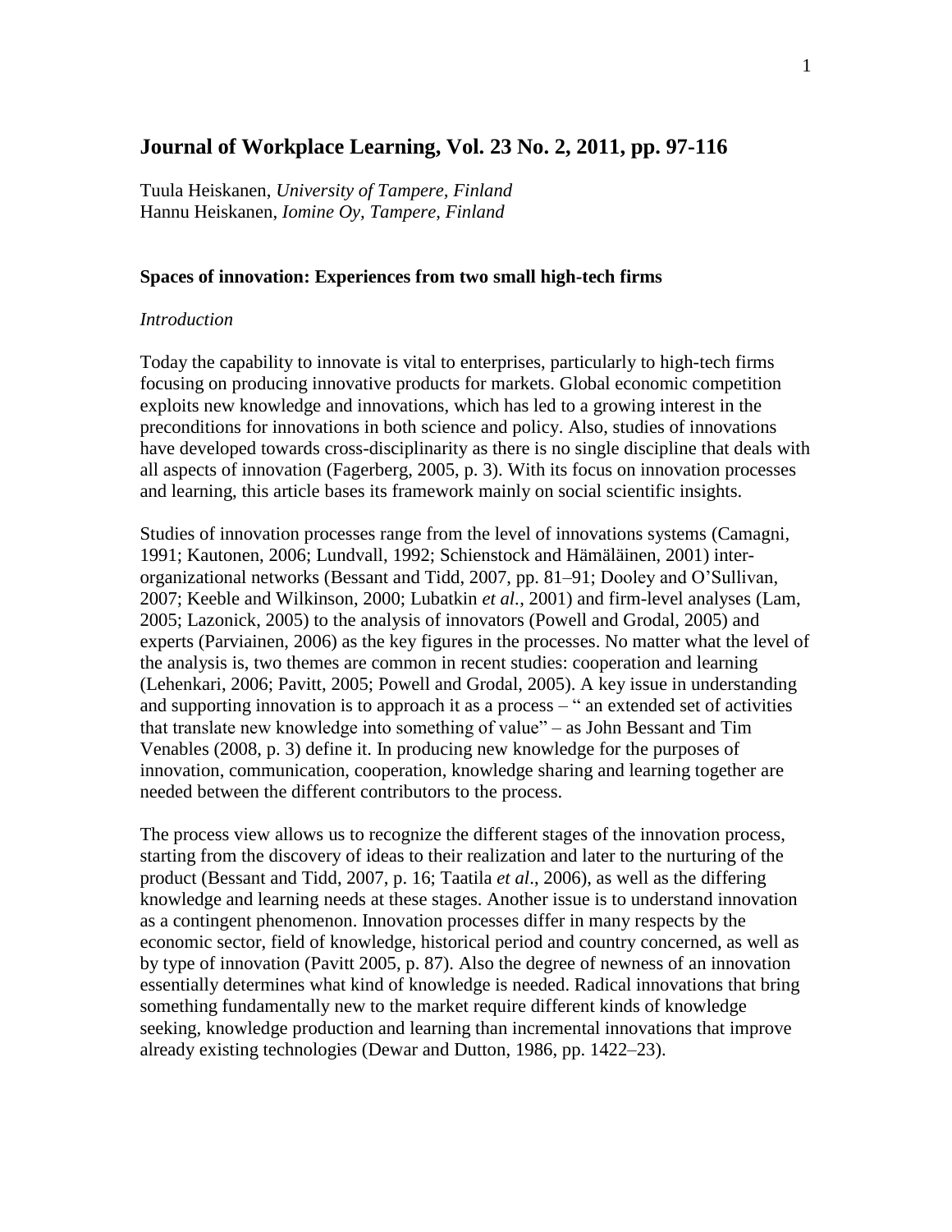## Journal of Workplace Learning, Vol. 23 No. 2, 2011, pp. 97-116

Tuula Heiskanen, *University of Tampere, Finland*
Hannu Heiskanen, *Iomine Oy, Tampere, Finland*

### Spaces of innovation: Experiences from two small high-tech firms

*Introduction*

Today the capability to innovate is vital to enterprises, particularly to high-tech firms focusing on producing innovative products for markets. Global economic competition exploits new knowledge and innovations, which has led to a growing interest in the preconditions for innovations in both science and policy. Also, studies of innovations have developed towards cross-disciplinarity as there is no single discipline that deals with all aspects of innovation (Fagerberg, 2005, p. 3). With its focus on innovation processes and learning, this article bases its framework mainly on social scientific insights.

Studies of innovation processes range from the level of innovations systems (Camagni, 1991; Kautonen, 2006; Lundvall, 1992; Schienstock and Hämäläinen, 2001) inter-organizational networks (Bessant and Tidd, 2007, pp. 81–91; Dooley and O'Sullivan, 2007; Keeble and Wilkinson, 2000; Lubatkin *et al*., 2001) and firm-level analyses (Lam, 2005; Lazonick, 2005) to the analysis of innovators (Powell and Grodal, 2005) and experts (Parviainen, 2006) as the key figures in the processes. No matter what the level of the analysis is, two themes are common in recent studies: cooperation and learning (Lehenkari, 2006; Pavitt, 2005; Powell and Grodal, 2005). A key issue in understanding and supporting innovation is to approach it as a process – " an extended set of activities that translate new knowledge into something of value" – as John Bessant and Tim Venables (2008, p. 3) define it. In producing new knowledge for the purposes of innovation, communication, cooperation, knowledge sharing and learning together are needed between the different contributors to the process.

The process view allows us to recognize the different stages of the innovation process, starting from the discovery of ideas to their realization and later to the nurturing of the product (Bessant and Tidd, 2007, p. 16; Taatila *et al*., 2006), as well as the differing knowledge and learning needs at these stages. Another issue is to understand innovation as a contingent phenomenon. Innovation processes differ in many respects by the economic sector, field of knowledge, historical period and country concerned, as well as by type of innovation (Pavitt 2005, p. 87). Also the degree of newness of an innovation essentially determines what kind of knowledge is needed. Radical innovations that bring something fundamentally new to the market require different kinds of knowledge seeking, knowledge production and learning than incremental innovations that improve already existing technologies (Dewar and Dutton, 1986, pp. 1422–23).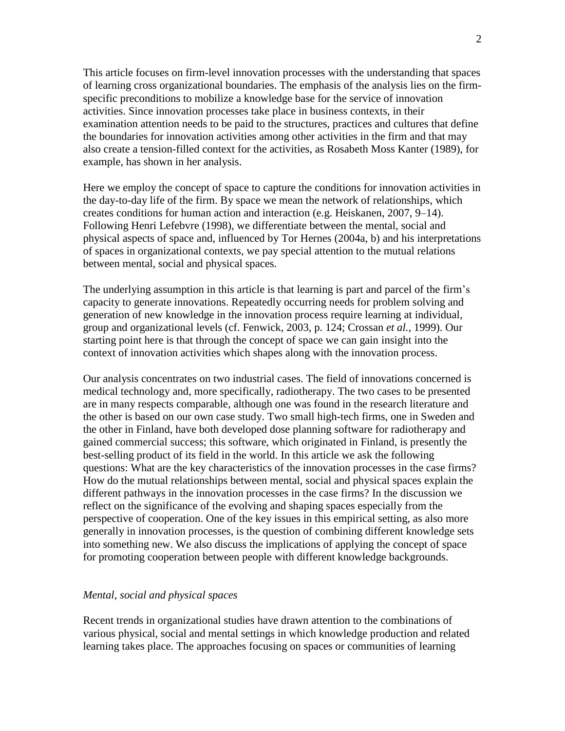This article focuses on firm-level innovation processes with the understanding that spaces of learning cross organizational boundaries. The emphasis of the analysis lies on the firm-specific preconditions to mobilize a knowledge base for the service of innovation activities. Since innovation processes take place in business contexts, in their examination attention needs to be paid to the structures, practices and cultures that define the boundaries for innovation activities among other activities in the firm and that may also create a tension-filled context for the activities, as Rosabeth Moss Kanter (1989), for example, has shown in her analysis.

Here we employ the concept of space to capture the conditions for innovation activities in the day-to-day life of the firm. By space we mean the network of relationships, which creates conditions for human action and interaction (e.g. Heiskanen, 2007, 9–14). Following Henri Lefebvre (1998), we differentiate between the mental, social and physical aspects of space and, influenced by Tor Hernes (2004a, b) and his interpretations of spaces in organizational contexts, we pay special attention to the mutual relations between mental, social and physical spaces.

The underlying assumption in this article is that learning is part and parcel of the firm's capacity to generate innovations. Repeatedly occurring needs for problem solving and generation of new knowledge in the innovation process require learning at individual, group and organizational levels (cf. Fenwick, 2003, p. 124; Crossan *et al.*, 1999). Our starting point here is that through the concept of space we can gain insight into the context of innovation activities which shapes along with the innovation process.

Our analysis concentrates on two industrial cases. The field of innovations concerned is medical technology and, more specifically, radiotherapy. The two cases to be presented are in many respects comparable, although one was found in the research literature and the other is based on our own case study. Two small high-tech firms, one in Sweden and the other in Finland, have both developed dose planning software for radiotherapy and gained commercial success; this software, which originated in Finland, is presently the best-selling product of its field in the world. In this article we ask the following questions: What are the key characteristics of the innovation processes in the case firms? How do the mutual relationships between mental, social and physical spaces explain the different pathways in the innovation processes in the case firms? In the discussion we reflect on the significance of the evolving and shaping spaces especially from the perspective of cooperation. One of the key issues in this empirical setting, as also more generally in innovation processes, is the question of combining different knowledge sets into something new. We also discuss the implications of applying the concept of space for promoting cooperation between people with different knowledge backgrounds.

### *Mental, social and physical spaces*

Recent trends in organizational studies have drawn attention to the combinations of various physical, social and mental settings in which knowledge production and related learning takes place. The approaches focusing on spaces or communities of learning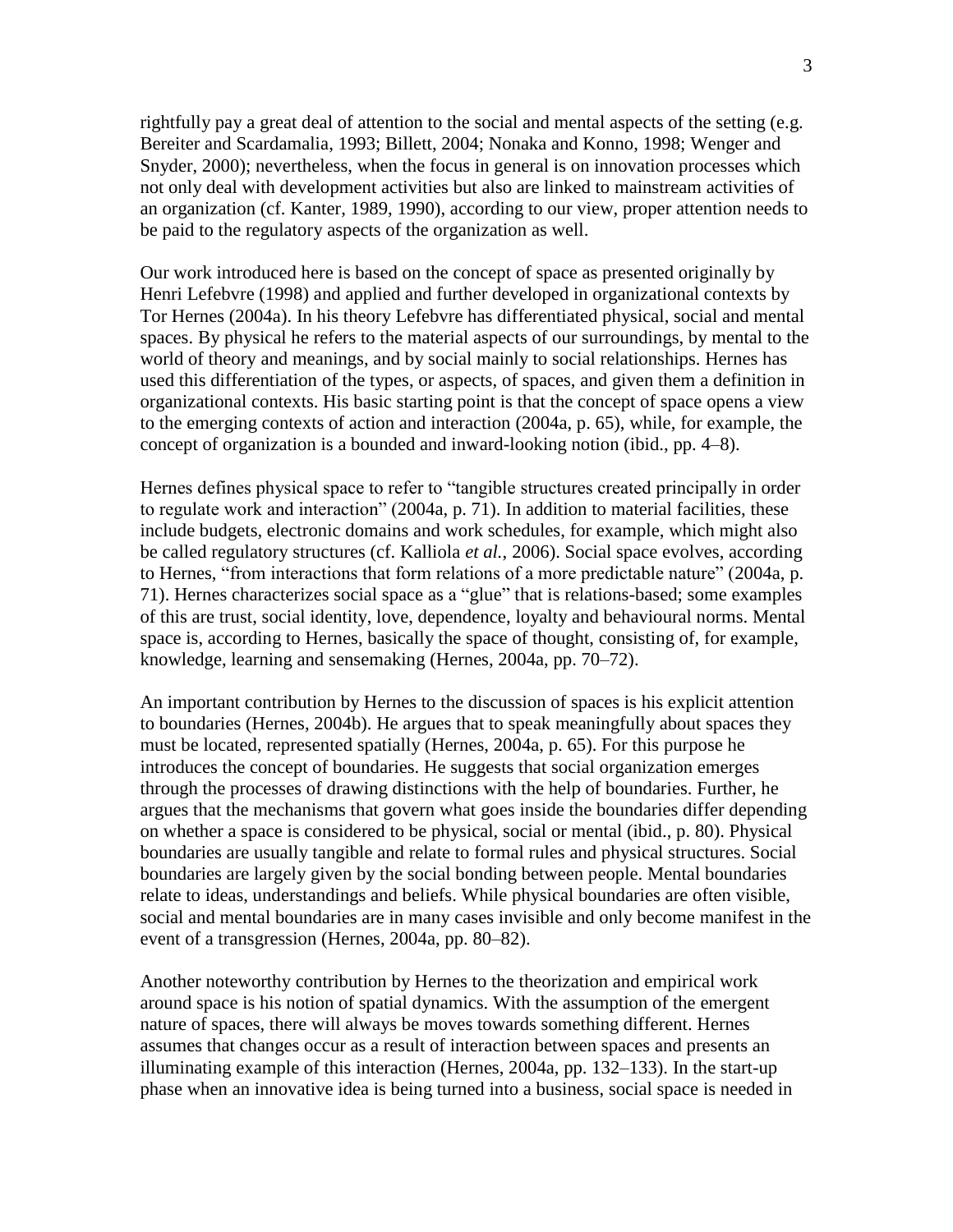rightfully pay a great deal of attention to the social and mental aspects of the setting (e.g. Bereiter and Scardamalia, 1993; Billett, 2004; Nonaka and Konno, 1998; Wenger and Snyder, 2000); nevertheless, when the focus in general is on innovation processes which not only deal with development activities but also are linked to mainstream activities of an organization (cf. Kanter, 1989, 1990), according to our view, proper attention needs to be paid to the regulatory aspects of the organization as well.

Our work introduced here is based on the concept of space as presented originally by Henri Lefebvre (1998) and applied and further developed in organizational contexts by Tor Hernes (2004a). In his theory Lefebvre has differentiated physical, social and mental spaces. By physical he refers to the material aspects of our surroundings, by mental to the world of theory and meanings, and by social mainly to social relationships. Hernes has used this differentiation of the types, or aspects, of spaces, and given them a definition in organizational contexts. His basic starting point is that the concept of space opens a view to the emerging contexts of action and interaction (2004a, p. 65), while, for example, the concept of organization is a bounded and inward-looking notion (ibid., pp. 4–8).

Hernes defines physical space to refer to "tangible structures created principally in order to regulate work and interaction" (2004a, p. 71). In addition to material facilities, these include budgets, electronic domains and work schedules, for example, which might also be called regulatory structures (cf. Kalliola *et al.*, 2006). Social space evolves, according to Hernes, "from interactions that form relations of a more predictable nature" (2004a, p. 71). Hernes characterizes social space as a "glue" that is relations-based; some examples of this are trust, social identity, love, dependence, loyalty and behavioural norms. Mental space is, according to Hernes, basically the space of thought, consisting of, for example, knowledge, learning and sensemaking (Hernes, 2004a, pp. 70–72).

An important contribution by Hernes to the discussion of spaces is his explicit attention to boundaries (Hernes, 2004b). He argues that to speak meaningfully about spaces they must be located, represented spatially (Hernes, 2004a, p. 65). For this purpose he introduces the concept of boundaries. He suggests that social organization emerges through the processes of drawing distinctions with the help of boundaries. Further, he argues that the mechanisms that govern what goes inside the boundaries differ depending on whether a space is considered to be physical, social or mental (ibid., p. 80). Physical boundaries are usually tangible and relate to formal rules and physical structures. Social boundaries are largely given by the social bonding between people. Mental boundaries relate to ideas, understandings and beliefs. While physical boundaries are often visible, social and mental boundaries are in many cases invisible and only become manifest in the event of a transgression (Hernes, 2004a, pp. 80–82).

Another noteworthy contribution by Hernes to the theorization and empirical work around space is his notion of spatial dynamics. With the assumption of the emergent nature of spaces, there will always be moves towards something different. Hernes assumes that changes occur as a result of interaction between spaces and presents an illuminating example of this interaction (Hernes, 2004a, pp. 132–133). In the start-up phase when an innovative idea is being turned into a business, social space is needed in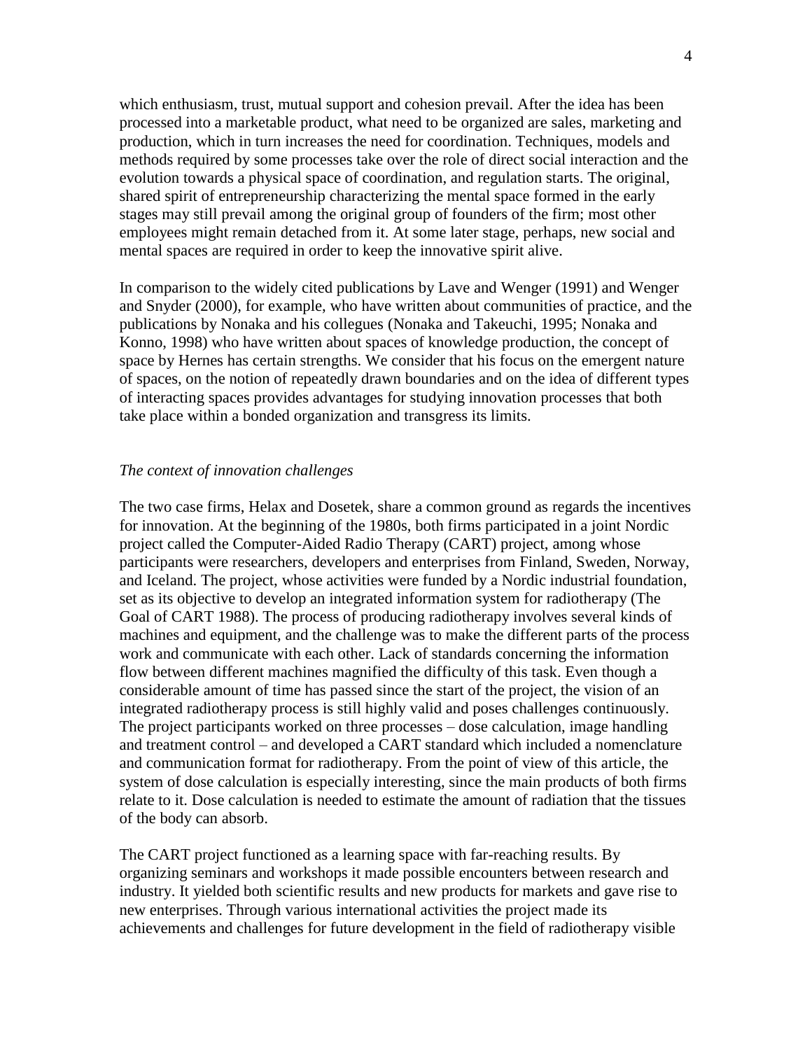which enthusiasm, trust, mutual support and cohesion prevail. After the idea has been processed into a marketable product, what need to be organized are sales, marketing and production, which in turn increases the need for coordination. Techniques, models and methods required by some processes take over the role of direct social interaction and the evolution towards a physical space of coordination, and regulation starts. The original, shared spirit of entrepreneurship characterizing the mental space formed in the early stages may still prevail among the original group of founders of the firm; most other employees might remain detached from it. At some later stage, perhaps, new social and mental spaces are required in order to keep the innovative spirit alive.

In comparison to the widely cited publications by Lave and Wenger (1991) and Wenger and Snyder (2000), for example, who have written about communities of practice, and the publications by Nonaka and his collegues (Nonaka and Takeuchi, 1995; Nonaka and Konno, 1998) who have written about spaces of knowledge production, the concept of space by Hernes has certain strengths. We consider that his focus on the emergent nature of spaces, on the notion of repeatedly drawn boundaries and on the idea of different types of interacting spaces provides advantages for studying innovation processes that both take place within a bonded organization and transgress its limits.

*The context of innovation challenges*

The two case firms, Helax and Dosetek, share a common ground as regards the incentives for innovation. At the beginning of the 1980s, both firms participated in a joint Nordic project called the Computer-Aided Radio Therapy (CART) project, among whose participants were researchers, developers and enterprises from Finland, Sweden, Norway, and Iceland. The project, whose activities were funded by a Nordic industrial foundation, set as its objective to develop an integrated information system for radiotherapy (The Goal of CART 1988). The process of producing radiotherapy involves several kinds of machines and equipment, and the challenge was to make the different parts of the process work and communicate with each other. Lack of standards concerning the information flow between different machines magnified the difficulty of this task. Even though a considerable amount of time has passed since the start of the project, the vision of an integrated radiotherapy process is still highly valid and poses challenges continuously. The project participants worked on three processes – dose calculation, image handling and treatment control – and developed a CART standard which included a nomenclature and communication format for radiotherapy. From the point of view of this article, the system of dose calculation is especially interesting, since the main products of both firms relate to it. Dose calculation is needed to estimate the amount of radiation that the tissues of the body can absorb.

The CART project functioned as a learning space with far-reaching results. By organizing seminars and workshops it made possible encounters between research and industry. It yielded both scientific results and new products for markets and gave rise to new enterprises. Through various international activities the project made its achievements and challenges for future development in the field of radiotherapy visible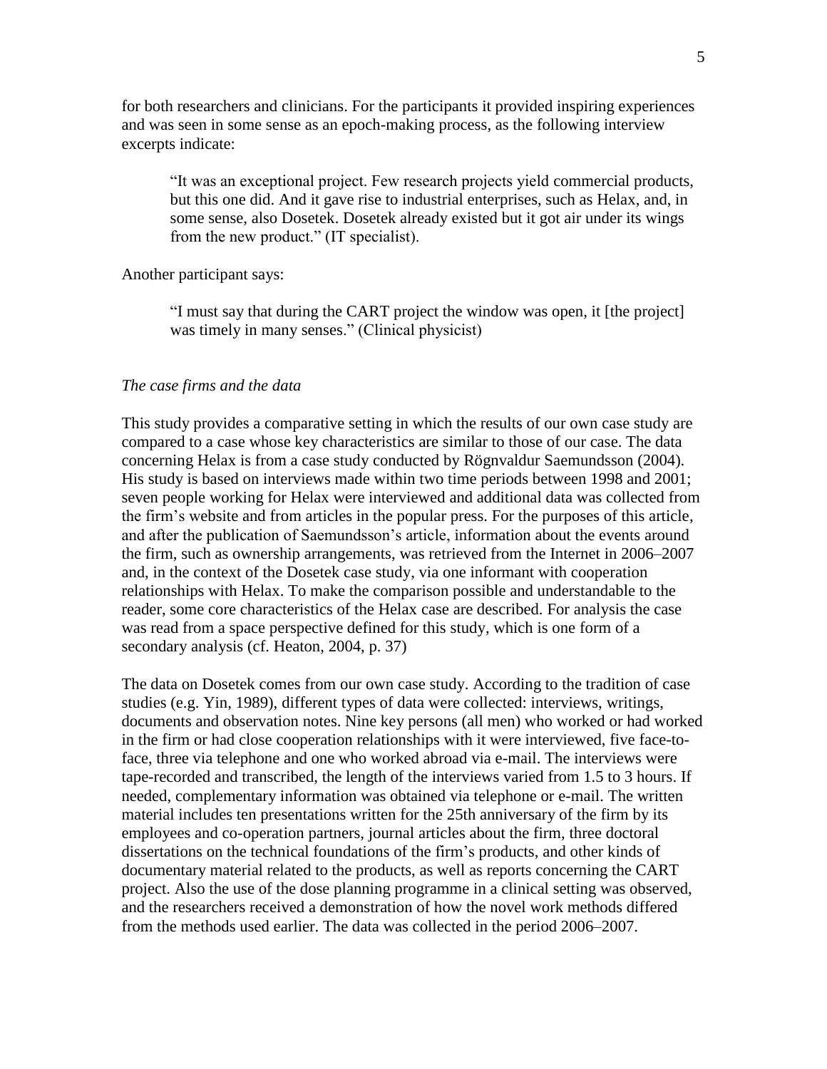for both researchers and clinicians. For the participants it provided inspiring experiences and was seen in some sense as an epoch-making process, as the following interview excerpts indicate:

> "It was an exceptional project. Few research projects yield commercial products, but this one did. And it gave rise to industrial enterprises, such as Helax, and, in some sense, also Dosetek. Dosetek already existed but it got air under its wings from the new product." (IT specialist).

Another participant says:

> "I must say that during the CART project the window was open, it [the project] was timely in many senses." (Clinical physicist)

### *The case firms and the data*

This study provides a comparative setting in which the results of our own case study are compared to a case whose key characteristics are similar to those of our case. The data concerning Helax is from a case study conducted by Rögnvaldur Saemundsson (2004). His study is based on interviews made within two time periods between 1998 and 2001; seven people working for Helax were interviewed and additional data was collected from the firm's website and from articles in the popular press. For the purposes of this article, and after the publication of Saemundsson's article, information about the events around the firm, such as ownership arrangements, was retrieved from the Internet in 2006–2007 and, in the context of the Dosetek case study, via one informant with cooperation relationships with Helax. To make the comparison possible and understandable to the reader, some core characteristics of the Helax case are described. For analysis the case was read from a space perspective defined for this study, which is one form of a secondary analysis (cf. Heaton, 2004, p. 37)

The data on Dosetek comes from our own case study. According to the tradition of case studies (e.g. Yin, 1989), different types of data were collected: interviews, writings, documents and observation notes. Nine key persons (all men) who worked or had worked in the firm or had close cooperation relationships with it were interviewed, five face-to-face, three via telephone and one who worked abroad via e-mail. The interviews were tape-recorded and transcribed, the length of the interviews varied from 1.5 to 3 hours. If needed, complementary information was obtained via telephone or e-mail. The written material includes ten presentations written for the 25th anniversary of the firm by its employees and co-operation partners, journal articles about the firm, three doctoral dissertations on the technical foundations of the firm's products, and other kinds of documentary material related to the products, as well as reports concerning the CART project. Also the use of the dose planning programme in a clinical setting was observed, and the researchers received a demonstration of how the novel work methods differed from the methods used earlier. The data was collected in the period 2006–2007.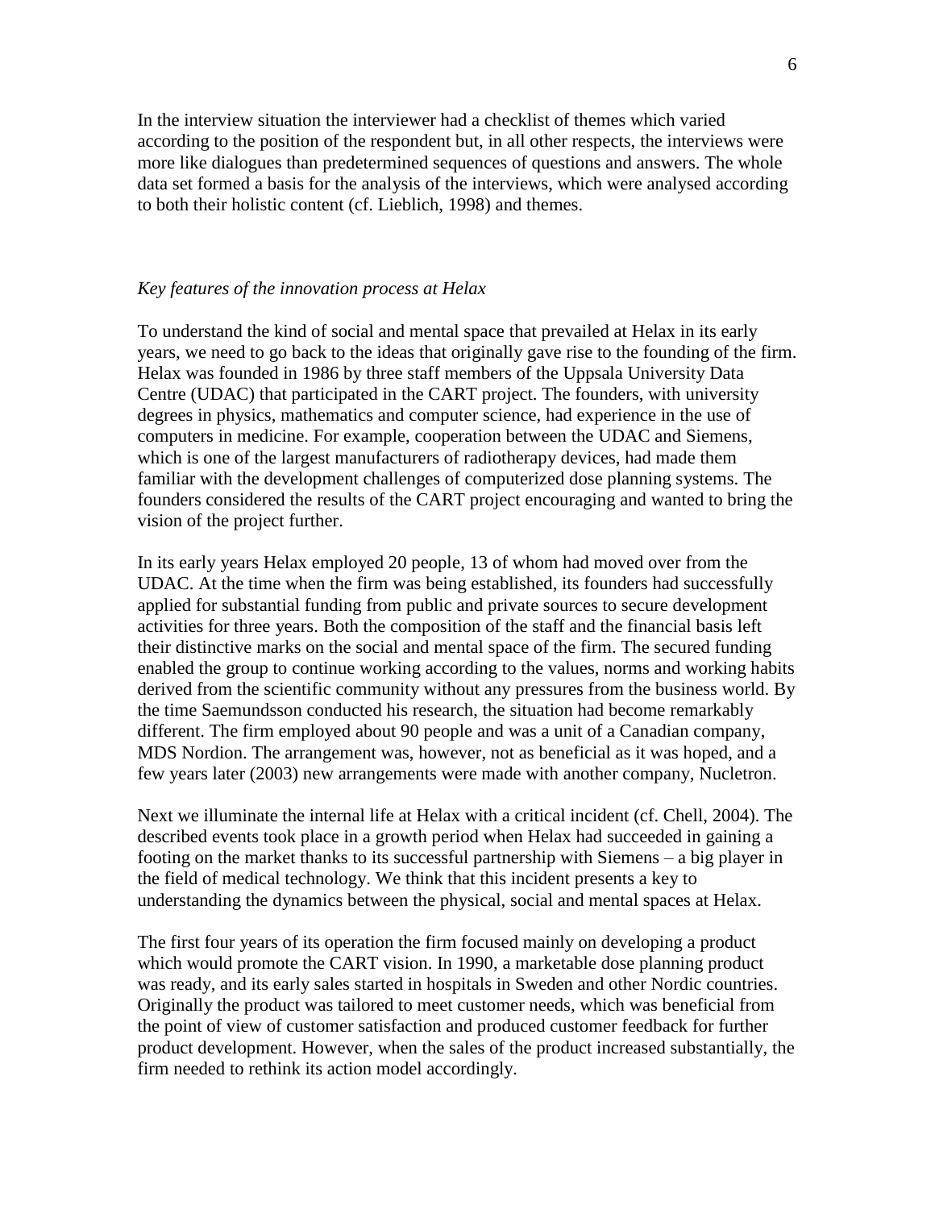In the interview situation the interviewer had a checklist of themes which varied according to the position of the respondent but, in all other respects, the interviews were more like dialogues than predetermined sequences of questions and answers. The whole data set formed a basis for the analysis of the interviews, which were analysed according to both their holistic content (cf. Lieblich, 1998) and themes.

*Key features of the innovation process at Helax*

To understand the kind of social and mental space that prevailed at Helax in its early years, we need to go back to the ideas that originally gave rise to the founding of the firm. Helax was founded in 1986 by three staff members of the Uppsala University Data Centre (UDAC) that participated in the CART project. The founders, with university degrees in physics, mathematics and computer science, had experience in the use of computers in medicine. For example, cooperation between the UDAC and Siemens, which is one of the largest manufacturers of radiotherapy devices, had made them familiar with the development challenges of computerized dose planning systems. The founders considered the results of the CART project encouraging and wanted to bring the vision of the project further.

In its early years Helax employed 20 people, 13 of whom had moved over from the UDAC. At the time when the firm was being established, its founders had successfully applied for substantial funding from public and private sources to secure development activities for three years. Both the composition of the staff and the financial basis left their distinctive marks on the social and mental space of the firm. The secured funding enabled the group to continue working according to the values, norms and working habits derived from the scientific community without any pressures from the business world. By the time Saemundsson conducted his research, the situation had become remarkably different. The firm employed about 90 people and was a unit of a Canadian company, MDS Nordion. The arrangement was, however, not as beneficial as it was hoped, and a few years later (2003) new arrangements were made with another company, Nucletron.

Next we illuminate the internal life at Helax with a critical incident (cf. Chell, 2004). The described events took place in a growth period when Helax had succeeded in gaining a footing on the market thanks to its successful partnership with Siemens – a big player in the field of medical technology. We think that this incident presents a key to understanding the dynamics between the physical, social and mental spaces at Helax.

The first four years of its operation the firm focused mainly on developing a product which would promote the CART vision. In 1990, a marketable dose planning product was ready, and its early sales started in hospitals in Sweden and other Nordic countries. Originally the product was tailored to meet customer needs, which was beneficial from the point of view of customer satisfaction and produced customer feedback for further product development. However, when the sales of the product increased substantially, the firm needed to rethink its action model accordingly.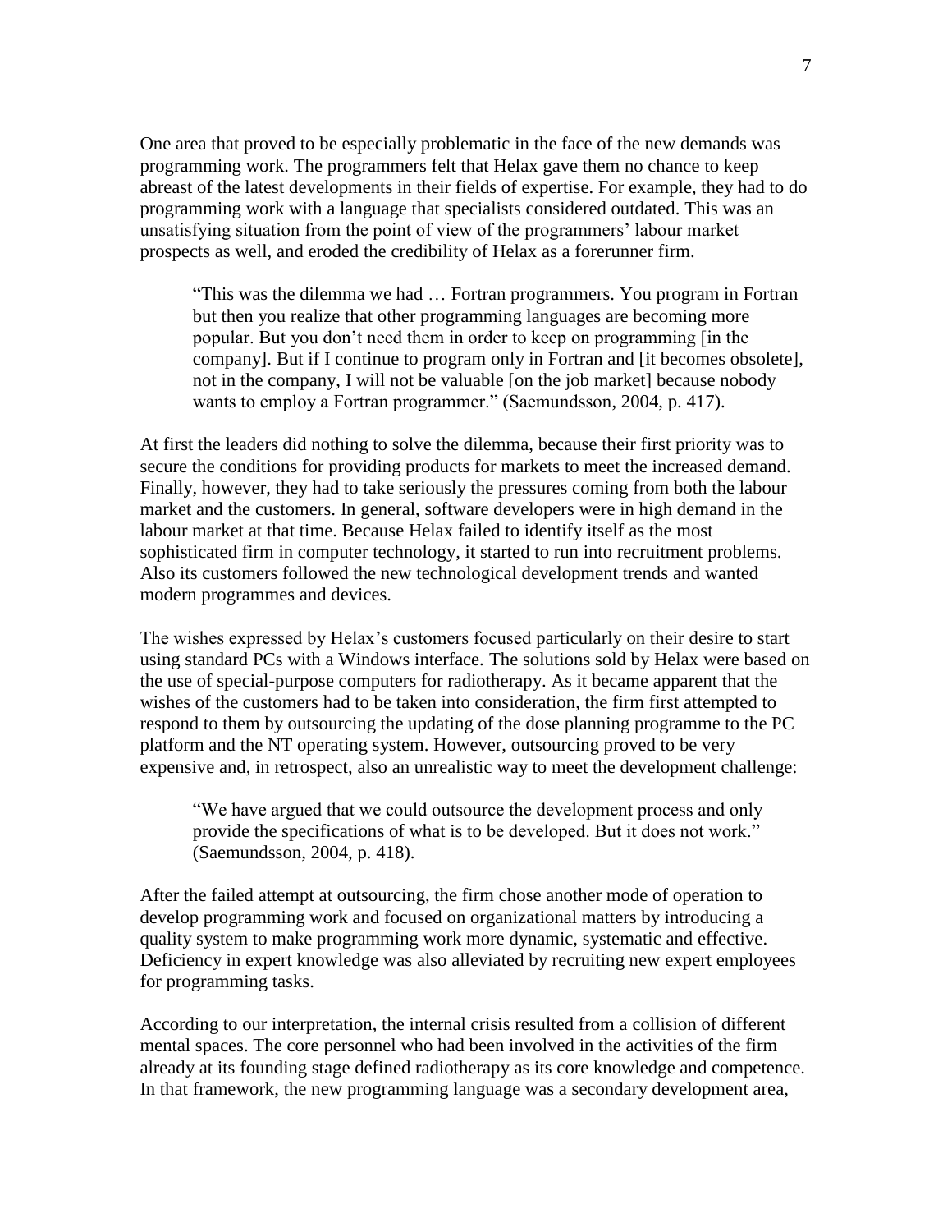One area that proved to be especially problematic in the face of the new demands was programming work. The programmers felt that Helax gave them no chance to keep abreast of the latest developments in their fields of expertise. For example, they had to do programming work with a language that specialists considered outdated. This was an unsatisfying situation from the point of view of the programmers' labour market prospects as well, and eroded the credibility of Helax as a forerunner firm.

> "This was the dilemma we had … Fortran programmers. You program in Fortran but then you realize that other programming languages are becoming more popular. But you don't need them in order to keep on programming [in the company]. But if I continue to program only in Fortran and [it becomes obsolete], not in the company, I will not be valuable [on the job market] because nobody wants to employ a Fortran programmer." (Saemundsson, 2004, p. 417).

At first the leaders did nothing to solve the dilemma, because their first priority was to secure the conditions for providing products for markets to meet the increased demand. Finally, however, they had to take seriously the pressures coming from both the labour market and the customers. In general, software developers were in high demand in the labour market at that time. Because Helax failed to identify itself as the most sophisticated firm in computer technology, it started to run into recruitment problems. Also its customers followed the new technological development trends and wanted modern programmes and devices.

The wishes expressed by Helax's customers focused particularly on their desire to start using standard PCs with a Windows interface. The solutions sold by Helax were based on the use of special-purpose computers for radiotherapy. As it became apparent that the wishes of the customers had to be taken into consideration, the firm first attempted to respond to them by outsourcing the updating of the dose planning programme to the PC platform and the NT operating system. However, outsourcing proved to be very expensive and, in retrospect, also an unrealistic way to meet the development challenge:

> "We have argued that we could outsource the development process and only provide the specifications of what is to be developed. But it does not work." (Saemundsson, 2004, p. 418).

After the failed attempt at outsourcing, the firm chose another mode of operation to develop programming work and focused on organizational matters by introducing a quality system to make programming work more dynamic, systematic and effective. Deficiency in expert knowledge was also alleviated by recruiting new expert employees for programming tasks.

According to our interpretation, the internal crisis resulted from a collision of different mental spaces. The core personnel who had been involved in the activities of the firm already at its founding stage defined radiotherapy as its core knowledge and competence. In that framework, the new programming language was a secondary development area,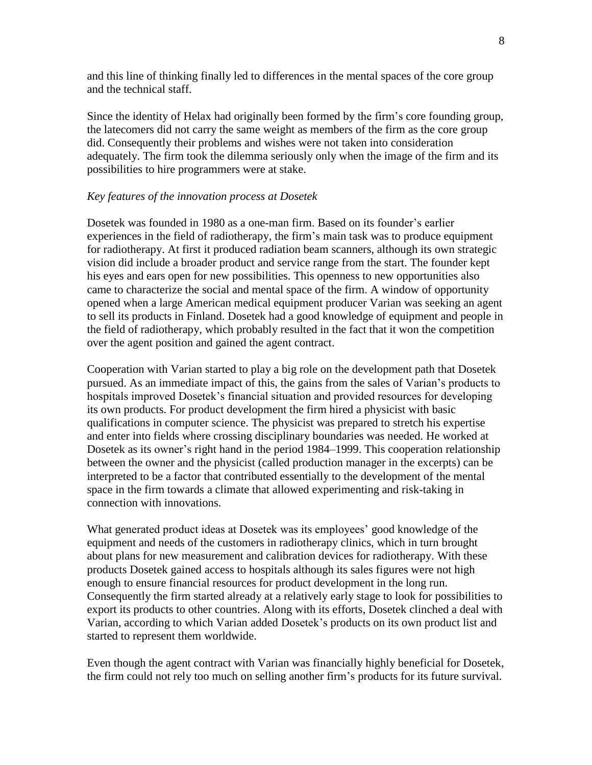and this line of thinking finally led to differences in the mental spaces of the core group and the technical staff.

Since the identity of Helax had originally been formed by the firm's core founding group, the latecomers did not carry the same weight as members of the firm as the core group did. Consequently their problems and wishes were not taken into consideration adequately. The firm took the dilemma seriously only when the image of the firm and its possibilities to hire programmers were at stake.

*Key features of the innovation process at Dosetek*

Dosetek was founded in 1980 as a one-man firm. Based on its founder's earlier experiences in the field of radiotherapy, the firm's main task was to produce equipment for radiotherapy. At first it produced radiation beam scanners, although its own strategic vision did include a broader product and service range from the start. The founder kept his eyes and ears open for new possibilities. This openness to new opportunities also came to characterize the social and mental space of the firm. A window of opportunity opened when a large American medical equipment producer Varian was seeking an agent to sell its products in Finland. Dosetek had a good knowledge of equipment and people in the field of radiotherapy, which probably resulted in the fact that it won the competition over the agent position and gained the agent contract.

Cooperation with Varian started to play a big role on the development path that Dosetek pursued. As an immediate impact of this, the gains from the sales of Varian's products to hospitals improved Dosetek's financial situation and provided resources for developing its own products. For product development the firm hired a physicist with basic qualifications in computer science. The physicist was prepared to stretch his expertise and enter into fields where crossing disciplinary boundaries was needed. He worked at Dosetek as its owner's right hand in the period 1984–1999. This cooperation relationship between the owner and the physicist (called production manager in the excerpts) can be interpreted to be a factor that contributed essentially to the development of the mental space in the firm towards a climate that allowed experimenting and risk-taking in connection with innovations.

What generated product ideas at Dosetek was its employees' good knowledge of the equipment and needs of the customers in radiotherapy clinics, which in turn brought about plans for new measurement and calibration devices for radiotherapy. With these products Dosetek gained access to hospitals although its sales figures were not high enough to ensure financial resources for product development in the long run. Consequently the firm started already at a relatively early stage to look for possibilities to export its products to other countries. Along with its efforts, Dosetek clinched a deal with Varian, according to which Varian added Dosetek's products on its own product list and started to represent them worldwide.

Even though the agent contract with Varian was financially highly beneficial for Dosetek, the firm could not rely too much on selling another firm's products for its future survival.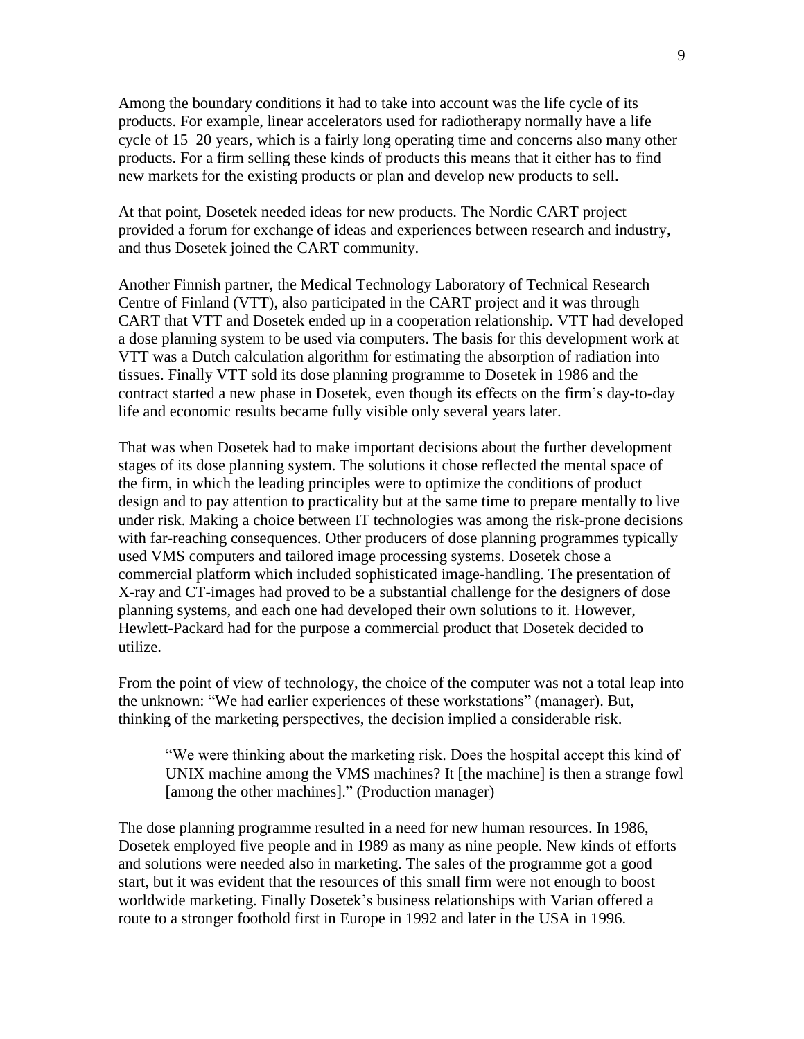Among the boundary conditions it had to take into account was the life cycle of its products. For example, linear accelerators used for radiotherapy normally have a life cycle of 15–20 years, which is a fairly long operating time and concerns also many other products. For a firm selling these kinds of products this means that it either has to find new markets for the existing products or plan and develop new products to sell.

At that point, Dosetek needed ideas for new products. The Nordic CART project provided a forum for exchange of ideas and experiences between research and industry, and thus Dosetek joined the CART community.

Another Finnish partner, the Medical Technology Laboratory of Technical Research Centre of Finland (VTT), also participated in the CART project and it was through CART that VTT and Dosetek ended up in a cooperation relationship. VTT had developed a dose planning system to be used via computers. The basis for this development work at VTT was a Dutch calculation algorithm for estimating the absorption of radiation into tissues. Finally VTT sold its dose planning programme to Dosetek in 1986 and the contract started a new phase in Dosetek, even though its effects on the firm's day-to-day life and economic results became fully visible only several years later.

That was when Dosetek had to make important decisions about the further development stages of its dose planning system. The solutions it chose reflected the mental space of the firm, in which the leading principles were to optimize the conditions of product design and to pay attention to practicality but at the same time to prepare mentally to live under risk. Making a choice between IT technologies was among the risk-prone decisions with far-reaching consequences. Other producers of dose planning programmes typically used VMS computers and tailored image processing systems. Dosetek chose a commercial platform which included sophisticated image-handling. The presentation of X-ray and CT-images had proved to be a substantial challenge for the designers of dose planning systems, and each one had developed their own solutions to it. However, Hewlett-Packard had for the purpose a commercial product that Dosetek decided to utilize.

From the point of view of technology, the choice of the computer was not a total leap into the unknown: "We had earlier experiences of these workstations" (manager). But, thinking of the marketing perspectives, the decision implied a considerable risk.

> "We were thinking about the marketing risk. Does the hospital accept this kind of UNIX machine among the VMS machines? It [the machine] is then a strange fowl [among the other machines]." (Production manager)

The dose planning programme resulted in a need for new human resources. In 1986, Dosetek employed five people and in 1989 as many as nine people. New kinds of efforts and solutions were needed also in marketing. The sales of the programme got a good start, but it was evident that the resources of this small firm were not enough to boost worldwide marketing. Finally Dosetek's business relationships with Varian offered a route to a stronger foothold first in Europe in 1992 and later in the USA in 1996.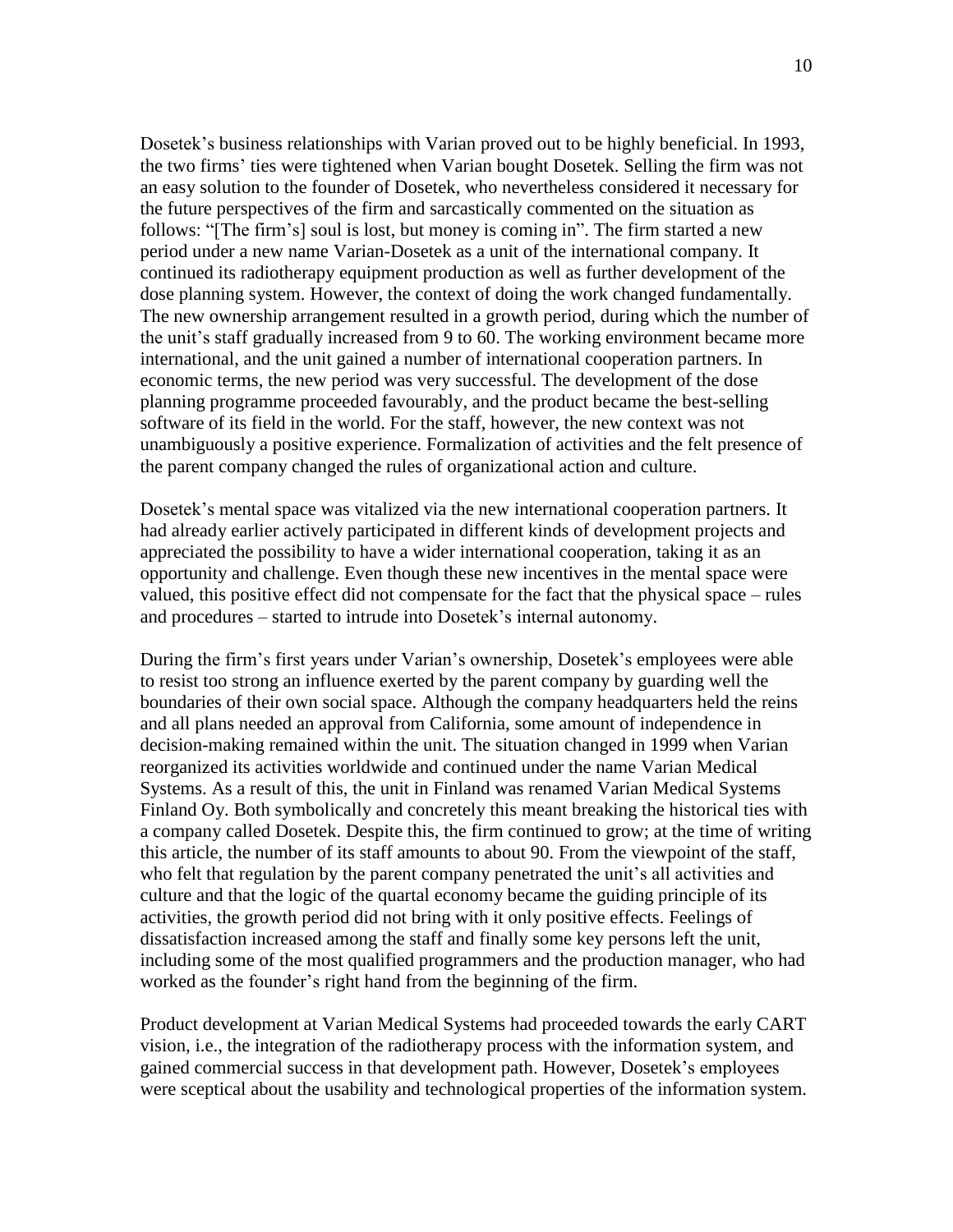Dosetek's business relationships with Varian proved out to be highly beneficial. In 1993, the two firms' ties were tightened when Varian bought Dosetek. Selling the firm was not an easy solution to the founder of Dosetek, who nevertheless considered it necessary for the future perspectives of the firm and sarcastically commented on the situation as follows: "[The firm's] soul is lost, but money is coming in". The firm started a new period under a new name Varian-Dosetek as a unit of the international company. It continued its radiotherapy equipment production as well as further development of the dose planning system. However, the context of doing the work changed fundamentally. The new ownership arrangement resulted in a growth period, during which the number of the unit's staff gradually increased from 9 to 60. The working environment became more international, and the unit gained a number of international cooperation partners. In economic terms, the new period was very successful. The development of the dose planning programme proceeded favourably, and the product became the best-selling software of its field in the world. For the staff, however, the new context was not unambiguously a positive experience. Formalization of activities and the felt presence of the parent company changed the rules of organizational action and culture.

Dosetek's mental space was vitalized via the new international cooperation partners. It had already earlier actively participated in different kinds of development projects and appreciated the possibility to have a wider international cooperation, taking it as an opportunity and challenge. Even though these new incentives in the mental space were valued, this positive effect did not compensate for the fact that the physical space – rules and procedures – started to intrude into Dosetek's internal autonomy.

During the firm's first years under Varian's ownership, Dosetek's employees were able to resist too strong an influence exerted by the parent company by guarding well the boundaries of their own social space. Although the company headquarters held the reins and all plans needed an approval from California, some amount of independence in decision-making remained within the unit. The situation changed in 1999 when Varian reorganized its activities worldwide and continued under the name Varian Medical Systems. As a result of this, the unit in Finland was renamed Varian Medical Systems Finland Oy. Both symbolically and concretely this meant breaking the historical ties with a company called Dosetek. Despite this, the firm continued to grow; at the time of writing this article, the number of its staff amounts to about 90. From the viewpoint of the staff, who felt that regulation by the parent company penetrated the unit's all activities and culture and that the logic of the quartal economy became the guiding principle of its activities, the growth period did not bring with it only positive effects. Feelings of dissatisfaction increased among the staff and finally some key persons left the unit, including some of the most qualified programmers and the production manager, who had worked as the founder's right hand from the beginning of the firm.

Product development at Varian Medical Systems had proceeded towards the early CART vision, i.e., the integration of the radiotherapy process with the information system, and gained commercial success in that development path. However, Dosetek's employees were sceptical about the usability and technological properties of the information system.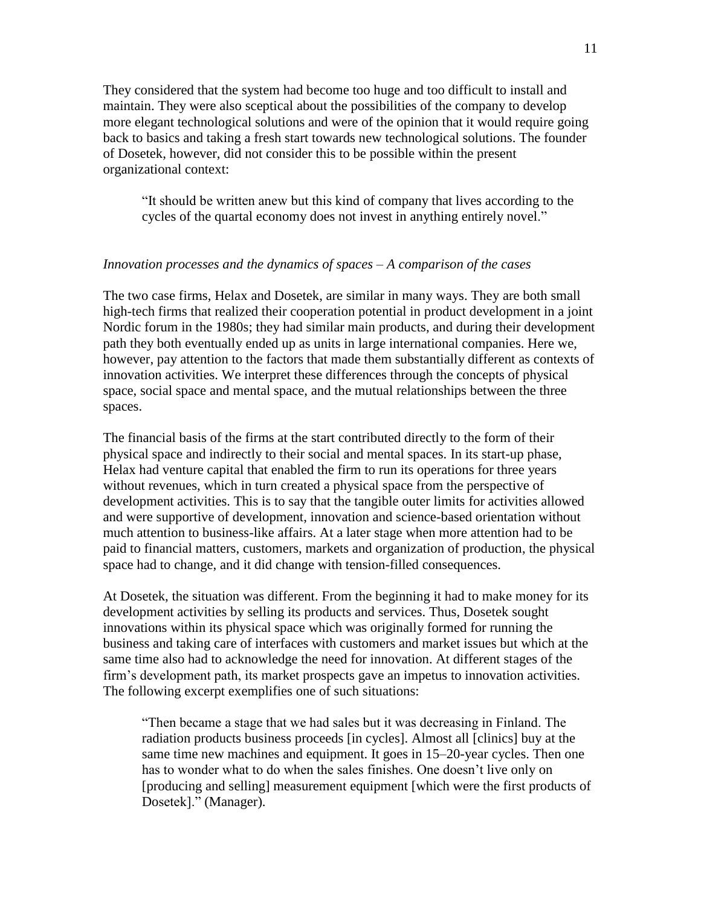They considered that the system had become too huge and too difficult to install and maintain. They were also sceptical about the possibilities of the company to develop more elegant technological solutions and were of the opinion that it would require going back to basics and taking a fresh start towards new technological solutions. The founder of Dosetek, however, did not consider this to be possible within the present organizational context:

> "It should be written anew but this kind of company that lives according to the cycles of the quartal economy does not invest in anything entirely novel."

*Innovation processes and the dynamics of spaces – A comparison of the cases*

The two case firms, Helax and Dosetek, are similar in many ways. They are both small high-tech firms that realized their cooperation potential in product development in a joint Nordic forum in the 1980s; they had similar main products, and during their development path they both eventually ended up as units in large international companies. Here we, however, pay attention to the factors that made them substantially different as contexts of innovation activities. We interpret these differences through the concepts of physical space, social space and mental space, and the mutual relationships between the three spaces.

The financial basis of the firms at the start contributed directly to the form of their physical space and indirectly to their social and mental spaces. In its start-up phase, Helax had venture capital that enabled the firm to run its operations for three years without revenues, which in turn created a physical space from the perspective of development activities. This is to say that the tangible outer limits for activities allowed and were supportive of development, innovation and science-based orientation without much attention to business-like affairs. At a later stage when more attention had to be paid to financial matters, customers, markets and organization of production, the physical space had to change, and it did change with tension-filled consequences.

At Dosetek, the situation was different. From the beginning it had to make money for its development activities by selling its products and services. Thus, Dosetek sought innovations within its physical space which was originally formed for running the business and taking care of interfaces with customers and market issues but which at the same time also had to acknowledge the need for innovation. At different stages of the firm's development path, its market prospects gave an impetus to innovation activities. The following excerpt exemplifies one of such situations:

> "Then became a stage that we had sales but it was decreasing in Finland. The radiation products business proceeds [in cycles]. Almost all [clinics] buy at the same time new machines and equipment. It goes in 15–20-year cycles. Then one has to wonder what to do when the sales finishes. One doesn't live only on [producing and selling] measurement equipment [which were the first products of Dosetek]." (Manager).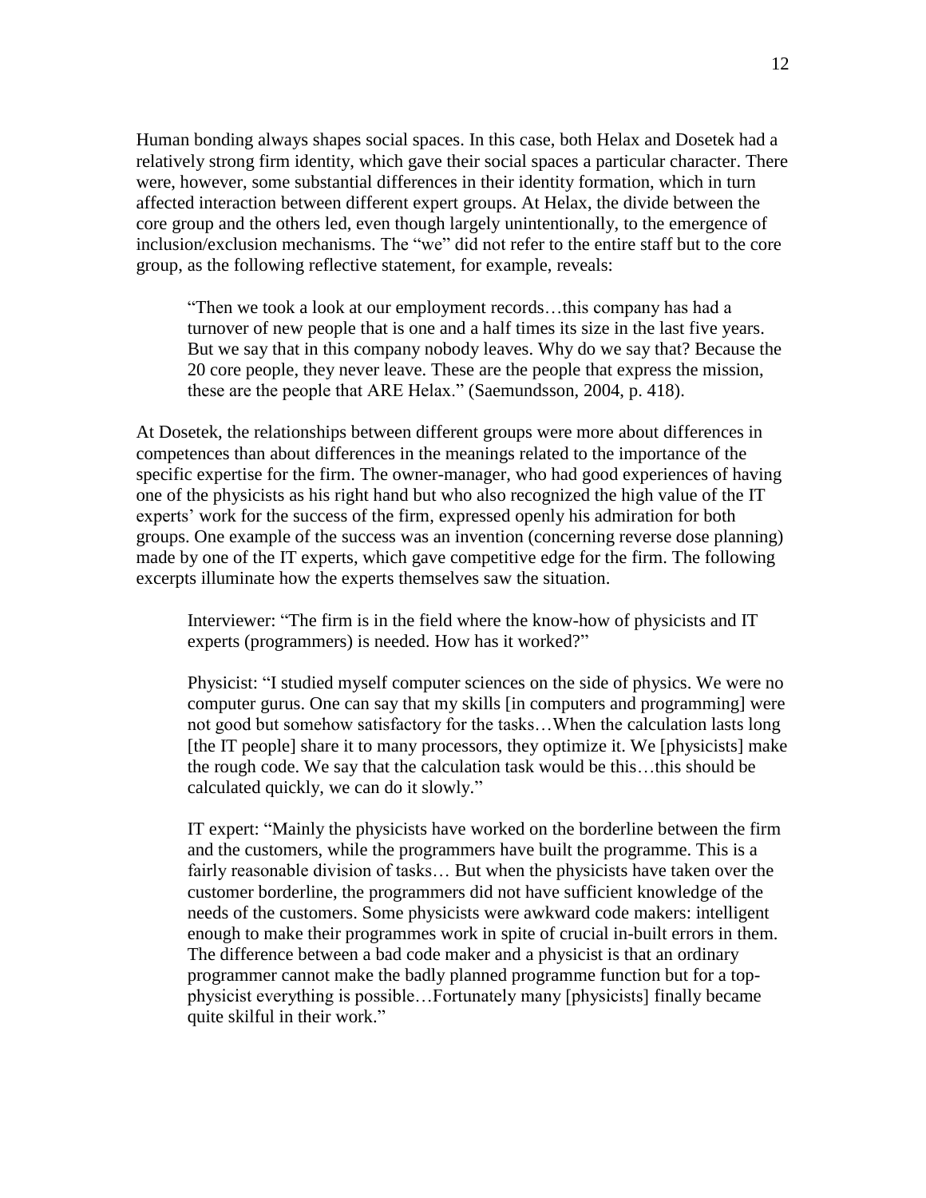Human bonding always shapes social spaces. In this case, both Helax and Dosetek had a relatively strong firm identity, which gave their social spaces a particular character. There were, however, some substantial differences in their identity formation, which in turn affected interaction between different expert groups. At Helax, the divide between the core group and the others led, even though largely unintentionally, to the emergence of inclusion/exclusion mechanisms. The "we" did not refer to the entire staff but to the core group, as the following reflective statement, for example, reveals:

> "Then we took a look at our employment records…this company has had a turnover of new people that is one and a half times its size in the last five years. But we say that in this company nobody leaves. Why do we say that? Because the 20 core people, they never leave. These are the people that express the mission, these are the people that ARE Helax." (Saemundsson, 2004, p. 418).

At Dosetek, the relationships between different groups were more about differences in competences than about differences in the meanings related to the importance of the specific expertise for the firm. The owner-manager, who had good experiences of having one of the physicists as his right hand but who also recognized the high value of the IT experts' work for the success of the firm, expressed openly his admiration for both groups. One example of the success was an invention (concerning reverse dose planning) made by one of the IT experts, which gave competitive edge for the firm. The following excerpts illuminate how the experts themselves saw the situation.

> Interviewer: "The firm is in the field where the know-how of physicists and IT experts (programmers) is needed. How has it worked?"
>
> Physicist: "I studied myself computer sciences on the side of physics. We were no computer gurus. One can say that my skills [in computers and programming] were not good but somehow satisfactory for the tasks…When the calculation lasts long [the IT people] share it to many processors, they optimize it. We [physicists] make the rough code. We say that the calculation task would be this…this should be calculated quickly, we can do it slowly."
>
> IT expert: "Mainly the physicists have worked on the borderline between the firm and the customers, while the programmers have built the programme. This is a fairly reasonable division of tasks… But when the physicists have taken over the customer borderline, the programmers did not have sufficient knowledge of the needs of the customers. Some physicists were awkward code makers: intelligent enough to make their programmes work in spite of crucial in-built errors in them. The difference between a bad code maker and a physicist is that an ordinary programmer cannot make the badly planned programme function but for a top-physicist everything is possible…Fortunately many [physicists] finally became quite skilful in their work."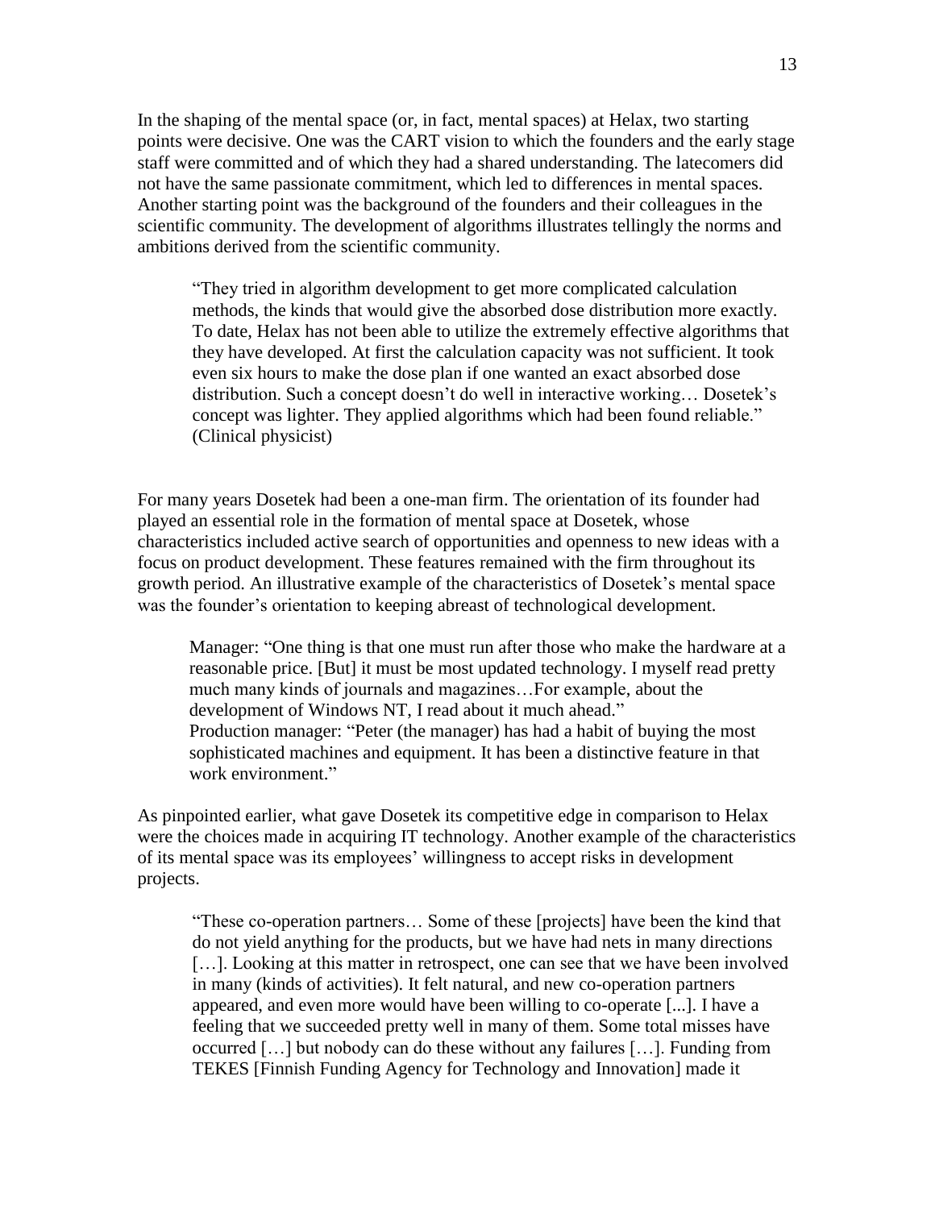In the shaping of the mental space (or, in fact, mental spaces) at Helax, two starting points were decisive. One was the CART vision to which the founders and the early stage staff were committed and of which they had a shared understanding. The latecomers did not have the same passionate commitment, which led to differences in mental spaces. Another starting point was the background of the founders and their colleagues in the scientific community. The development of algorithms illustrates tellingly the norms and ambitions derived from the scientific community.

> "They tried in algorithm development to get more complicated calculation methods, the kinds that would give the absorbed dose distribution more exactly. To date, Helax has not been able to utilize the extremely effective algorithms that they have developed. At first the calculation capacity was not sufficient. It took even six hours to make the dose plan if one wanted an exact absorbed dose distribution. Such a concept doesn't do well in interactive working… Dosetek's concept was lighter. They applied algorithms which had been found reliable." (Clinical physicist)

For many years Dosetek had been a one-man firm. The orientation of its founder had played an essential role in the formation of mental space at Dosetek, whose characteristics included active search of opportunities and openness to new ideas with a focus on product development. These features remained with the firm throughout its growth period. An illustrative example of the characteristics of Dosetek's mental space was the founder's orientation to keeping abreast of technological development.

> Manager: "One thing is that one must run after those who make the hardware at a reasonable price. [But] it must be most updated technology. I myself read pretty much many kinds of journals and magazines…For example, about the development of Windows NT, I read about it much ahead."
> Production manager: "Peter (the manager) has had a habit of buying the most sophisticated machines and equipment. It has been a distinctive feature in that work environment."

As pinpointed earlier, what gave Dosetek its competitive edge in comparison to Helax were the choices made in acquiring IT technology. Another example of the characteristics of its mental space was its employees' willingness to accept risks in development projects.

> "These co-operation partners… Some of these [projects] have been the kind that do not yield anything for the products, but we have had nets in many directions […]. Looking at this matter in retrospect, one can see that we have been involved in many (kinds of activities). It felt natural, and new co-operation partners appeared, and even more would have been willing to co-operate [...]. I have a feeling that we succeeded pretty well in many of them. Some total misses have occurred […] but nobody can do these without any failures […]. Funding from TEKES [Finnish Funding Agency for Technology and Innovation] made it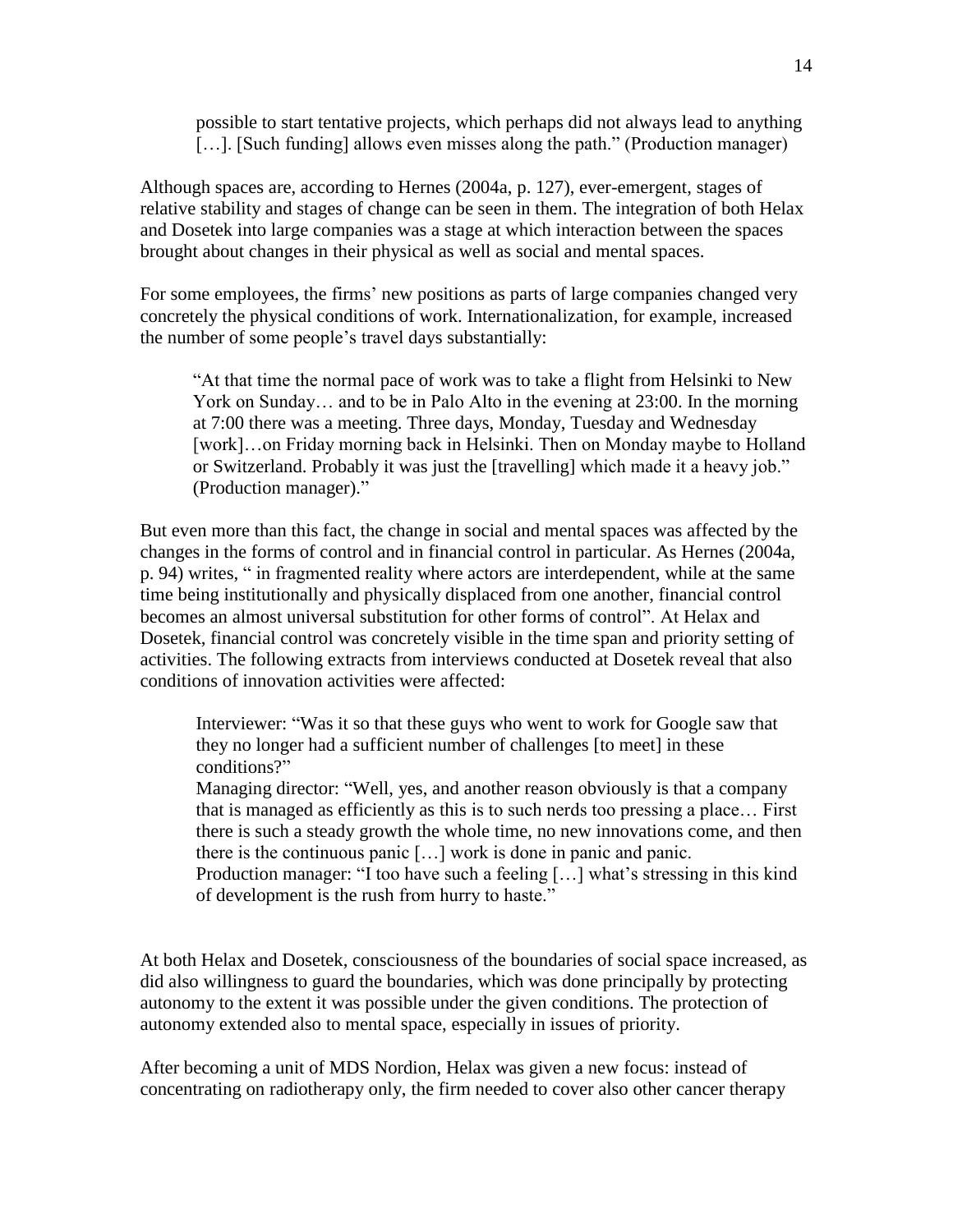> possible to start tentative projects, which perhaps did not always lead to anything […]. [Such funding] allows even misses along the path." (Production manager)

Although spaces are, according to Hernes (2004a, p. 127), ever-emergent, stages of relative stability and stages of change can be seen in them. The integration of both Helax and Dosetek into large companies was a stage at which interaction between the spaces brought about changes in their physical as well as social and mental spaces.

For some employees, the firms' new positions as parts of large companies changed very concretely the physical conditions of work. Internationalization, for example, increased the number of some people's travel days substantially:

> "At that time the normal pace of work was to take a flight from Helsinki to New York on Sunday… and to be in Palo Alto in the evening at 23:00. In the morning at 7:00 there was a meeting. Three days, Monday, Tuesday and Wednesday [work]…on Friday morning back in Helsinki. Then on Monday maybe to Holland or Switzerland. Probably it was just the [travelling] which made it a heavy job." (Production manager)."

But even more than this fact, the change in social and mental spaces was affected by the changes in the forms of control and in financial control in particular. As Hernes (2004a, p. 94) writes, " in fragmented reality where actors are interdependent, while at the same time being institutionally and physically displaced from one another, financial control becomes an almost universal substitution for other forms of control". At Helax and Dosetek, financial control was concretely visible in the time span and priority setting of activities. The following extracts from interviews conducted at Dosetek reveal that also conditions of innovation activities were affected:

> Interviewer: "Was it so that these guys who went to work for Google saw that they no longer had a sufficient number of challenges [to meet] in these conditions?"
> Managing director: "Well, yes, and another reason obviously is that a company that is managed as efficiently as this is to such nerds too pressing a place… First there is such a steady growth the whole time, no new innovations come, and then there is the continuous panic […] work is done in panic and panic.
> Production manager: "I too have such a feeling […] what's stressing in this kind of development is the rush from hurry to haste."

At both Helax and Dosetek, consciousness of the boundaries of social space increased, as did also willingness to guard the boundaries, which was done principally by protecting autonomy to the extent it was possible under the given conditions. The protection of autonomy extended also to mental space, especially in issues of priority.

After becoming a unit of MDS Nordion, Helax was given a new focus: instead of concentrating on radiotherapy only, the firm needed to cover also other cancer therapy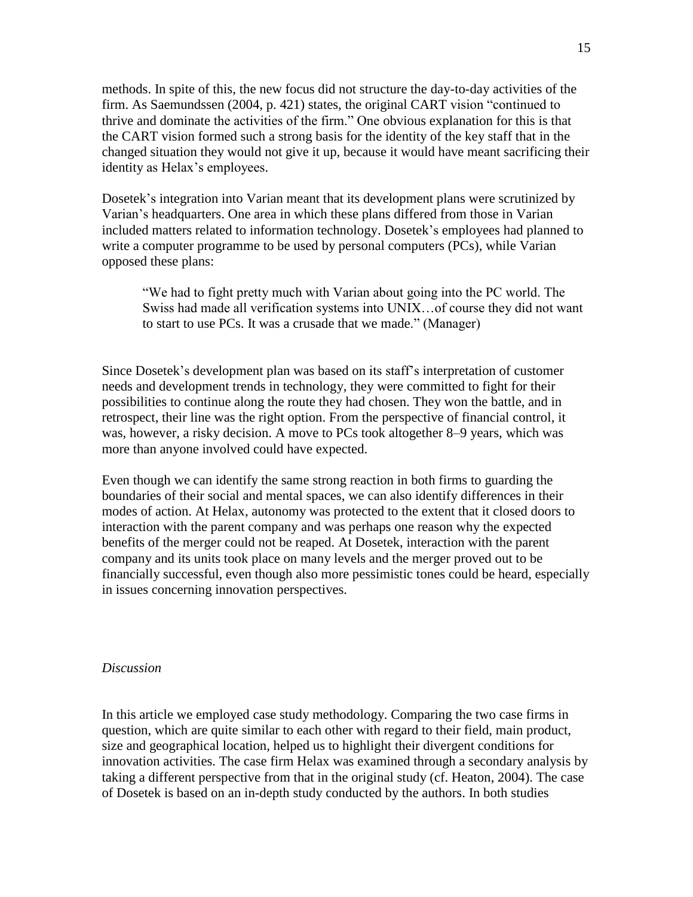methods. In spite of this, the new focus did not structure the day-to-day activities of the firm. As Saemundssen (2004, p. 421) states, the original CART vision "continued to thrive and dominate the activities of the firm." One obvious explanation for this is that the CART vision formed such a strong basis for the identity of the key staff that in the changed situation they would not give it up, because it would have meant sacrificing their identity as Helax's employees.

Dosetek's integration into Varian meant that its development plans were scrutinized by Varian's headquarters. One area in which these plans differed from those in Varian included matters related to information technology. Dosetek's employees had planned to write a computer programme to be used by personal computers (PCs), while Varian opposed these plans:

> "We had to fight pretty much with Varian about going into the PC world. The Swiss had made all verification systems into UNIX…of course they did not want to start to use PCs. It was a crusade that we made." (Manager)

Since Dosetek's development plan was based on its staff's interpretation of customer needs and development trends in technology, they were committed to fight for their possibilities to continue along the route they had chosen. They won the battle, and in retrospect, their line was the right option. From the perspective of financial control, it was, however, a risky decision. A move to PCs took altogether 8–9 years, which was more than anyone involved could have expected.

Even though we can identify the same strong reaction in both firms to guarding the boundaries of their social and mental spaces, we can also identify differences in their modes of action. At Helax, autonomy was protected to the extent that it closed doors to interaction with the parent company and was perhaps one reason why the expected benefits of the merger could not be reaped. At Dosetek, interaction with the parent company and its units took place on many levels and the merger proved out to be financially successful, even though also more pessimistic tones could be heard, especially in issues concerning innovation perspectives.

## *Discussion*

In this article we employed case study methodology. Comparing the two case firms in question, which are quite similar to each other with regard to their field, main product, size and geographical location, helped us to highlight their divergent conditions for innovation activities. The case firm Helax was examined through a secondary analysis by taking a different perspective from that in the original study (cf. Heaton, 2004). The case of Dosetek is based on an in-depth study conducted by the authors. In both studies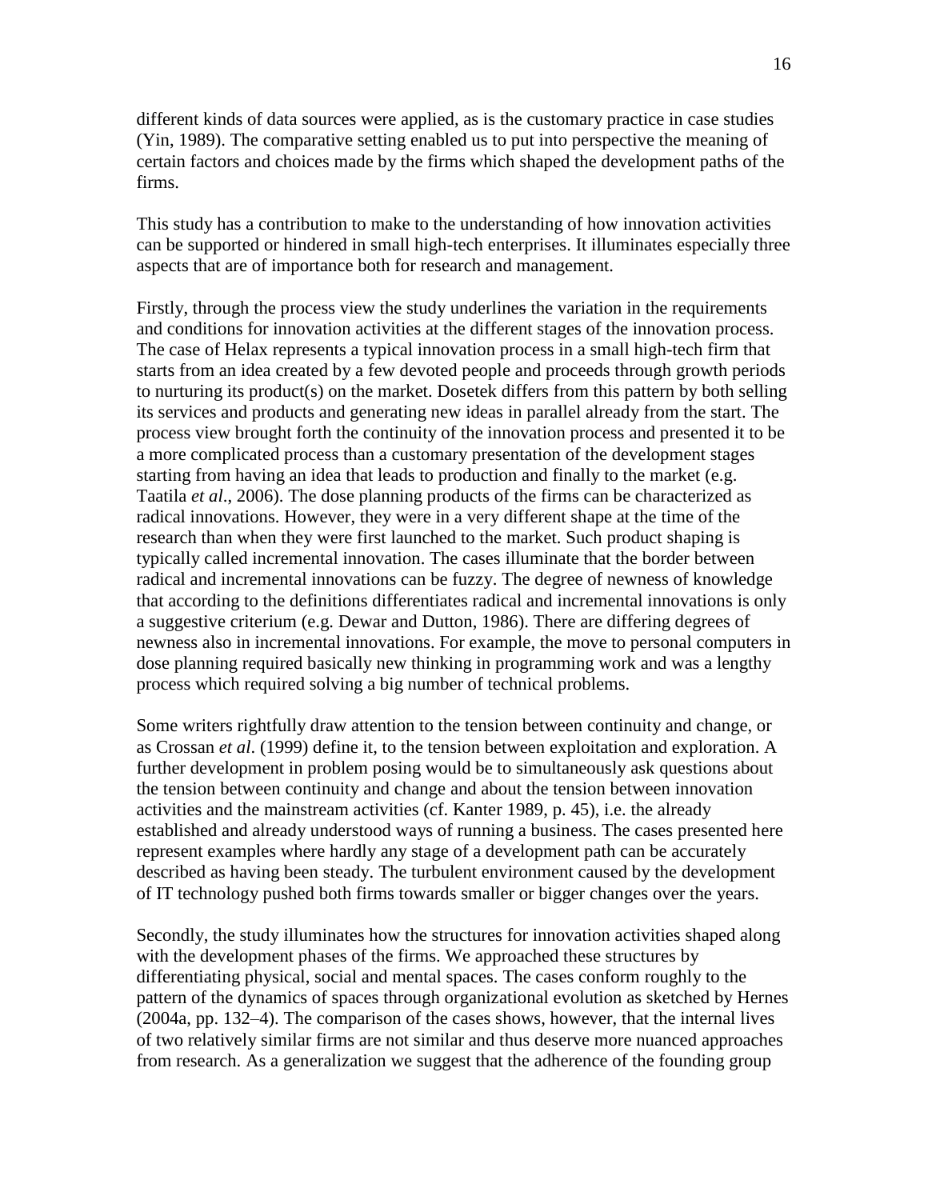different kinds of data sources were applied, as is the customary practice in case studies (Yin, 1989). The comparative setting enabled us to put into perspective the meaning of certain factors and choices made by the firms which shaped the development paths of the firms.

This study has a contribution to make to the understanding of how innovation activities can be supported or hindered in small high-tech enterprises. It illuminates especially three aspects that are of importance both for research and management.

Firstly, through the process view the study underlines the variation in the requirements and conditions for innovation activities at the different stages of the innovation process. The case of Helax represents a typical innovation process in a small high-tech firm that starts from an idea created by a few devoted people and proceeds through growth periods to nurturing its product(s) on the market. Dosetek differs from this pattern by both selling its services and products and generating new ideas in parallel already from the start. The process view brought forth the continuity of the innovation process and presented it to be a more complicated process than a customary presentation of the development stages starting from having an idea that leads to production and finally to the market (e.g. Taatila *et al*., 2006). The dose planning products of the firms can be characterized as radical innovations. However, they were in a very different shape at the time of the research than when they were first launched to the market. Such product shaping is typically called incremental innovation. The cases illuminate that the border between radical and incremental innovations can be fuzzy. The degree of newness of knowledge that according to the definitions differentiates radical and incremental innovations is only a suggestive criterium (e.g. Dewar and Dutton, 1986). There are differing degrees of newness also in incremental innovations. For example, the move to personal computers in dose planning required basically new thinking in programming work and was a lengthy process which required solving a big number of technical problems.

Some writers rightfully draw attention to the tension between continuity and change, or as Crossan *et al*. (1999) define it, to the tension between exploitation and exploration. A further development in problem posing would be to simultaneously ask questions about the tension between continuity and change and about the tension between innovation activities and the mainstream activities (cf. Kanter 1989, p. 45), i.e. the already established and already understood ways of running a business. The cases presented here represent examples where hardly any stage of a development path can be accurately described as having been steady. The turbulent environment caused by the development of IT technology pushed both firms towards smaller or bigger changes over the years.

Secondly, the study illuminates how the structures for innovation activities shaped along with the development phases of the firms. We approached these structures by differentiating physical, social and mental spaces. The cases conform roughly to the pattern of the dynamics of spaces through organizational evolution as sketched by Hernes (2004a, pp. 132–4). The comparison of the cases shows, however, that the internal lives of two relatively similar firms are not similar and thus deserve more nuanced approaches from research. As a generalization we suggest that the adherence of the founding group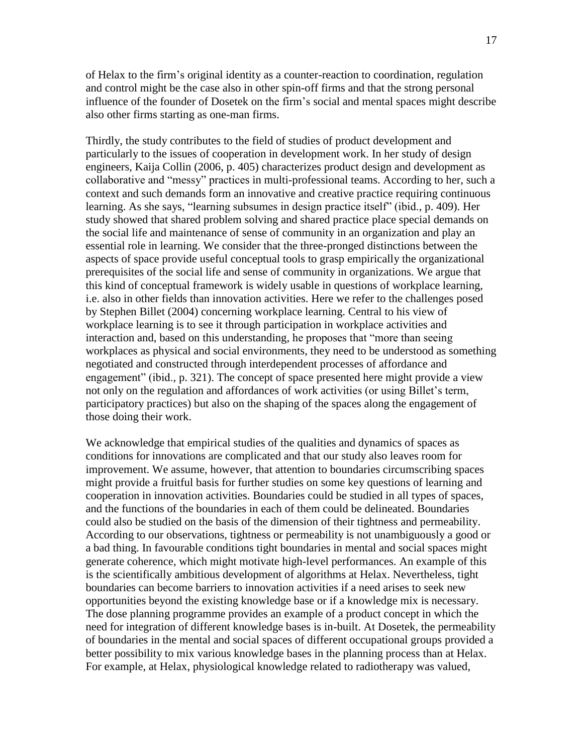of Helax to the firm's original identity as a counter-reaction to coordination, regulation and control might be the case also in other spin-off firms and that the strong personal influence of the founder of Dosetek on the firm's social and mental spaces might describe also other firms starting as one-man firms.

Thirdly, the study contributes to the field of studies of product development and particularly to the issues of cooperation in development work. In her study of design engineers, Kaija Collin (2006, p. 405) characterizes product design and development as collaborative and "messy" practices in multi-professional teams. According to her, such a context and such demands form an innovative and creative practice requiring continuous learning. As she says, "learning subsumes in design practice itself" (ibid., p. 409). Her study showed that shared problem solving and shared practice place special demands on the social life and maintenance of sense of community in an organization and play an essential role in learning. We consider that the three-pronged distinctions between the aspects of space provide useful conceptual tools to grasp empirically the organizational prerequisites of the social life and sense of community in organizations. We argue that this kind of conceptual framework is widely usable in questions of workplace learning, i.e. also in other fields than innovation activities. Here we refer to the challenges posed by Stephen Billet (2004) concerning workplace learning. Central to his view of workplace learning is to see it through participation in workplace activities and interaction and, based on this understanding, he proposes that "more than seeing workplaces as physical and social environments, they need to be understood as something negotiated and constructed through interdependent processes of affordance and engagement" (ibid., p. 321). The concept of space presented here might provide a view not only on the regulation and affordances of work activities (or using Billet's term, participatory practices) but also on the shaping of the spaces along the engagement of those doing their work.

We acknowledge that empirical studies of the qualities and dynamics of spaces as conditions for innovations are complicated and that our study also leaves room for improvement. We assume, however, that attention to boundaries circumscribing spaces might provide a fruitful basis for further studies on some key questions of learning and cooperation in innovation activities. Boundaries could be studied in all types of spaces, and the functions of the boundaries in each of them could be delineated. Boundaries could also be studied on the basis of the dimension of their tightness and permeability. According to our observations, tightness or permeability is not unambiguously a good or a bad thing. In favourable conditions tight boundaries in mental and social spaces might generate coherence, which might motivate high-level performances. An example of this is the scientifically ambitious development of algorithms at Helax. Nevertheless, tight boundaries can become barriers to innovation activities if a need arises to seek new opportunities beyond the existing knowledge base or if a knowledge mix is necessary. The dose planning programme provides an example of a product concept in which the need for integration of different knowledge bases is in-built. At Dosetek, the permeability of boundaries in the mental and social spaces of different occupational groups provided a better possibility to mix various knowledge bases in the planning process than at Helax. For example, at Helax, physiological knowledge related to radiotherapy was valued,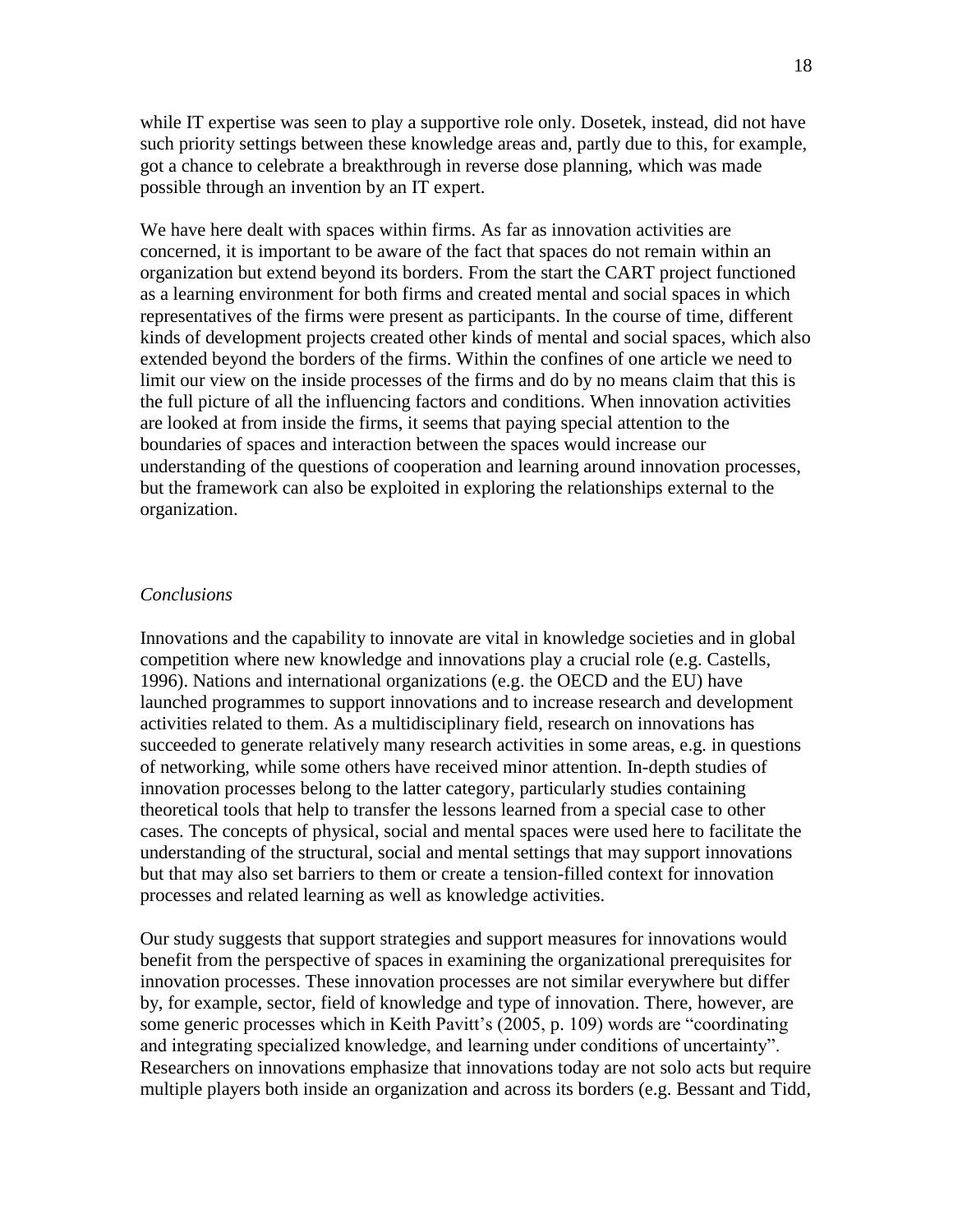while IT expertise was seen to play a supportive role only. Dosetek, instead, did not have such priority settings between these knowledge areas and, partly due to this, for example, got a chance to celebrate a breakthrough in reverse dose planning, which was made possible through an invention by an IT expert.

We have here dealt with spaces within firms. As far as innovation activities are concerned, it is important to be aware of the fact that spaces do not remain within an organization but extend beyond its borders. From the start the CART project functioned as a learning environment for both firms and created mental and social spaces in which representatives of the firms were present as participants. In the course of time, different kinds of development projects created other kinds of mental and social spaces, which also extended beyond the borders of the firms. Within the confines of one article we need to limit our view on the inside processes of the firms and do by no means claim that this is the full picture of all the influencing factors and conditions. When innovation activities are looked at from inside the firms, it seems that paying special attention to the boundaries of spaces and interaction between the spaces would increase our understanding of the questions of cooperation and learning around innovation processes, but the framework can also be exploited in exploring the relationships external to the organization.

*Conclusions*

Innovations and the capability to innovate are vital in knowledge societies and in global competition where new knowledge and innovations play a crucial role (e.g. Castells, 1996). Nations and international organizations (e.g. the OECD and the EU) have launched programmes to support innovations and to increase research and development activities related to them. As a multidisciplinary field, research on innovations has succeeded to generate relatively many research activities in some areas, e.g. in questions of networking, while some others have received minor attention. In-depth studies of innovation processes belong to the latter category, particularly studies containing theoretical tools that help to transfer the lessons learned from a special case to other cases. The concepts of physical, social and mental spaces were used here to facilitate the understanding of the structural, social and mental settings that may support innovations but that may also set barriers to them or create a tension-filled context for innovation processes and related learning as well as knowledge activities.

Our study suggests that support strategies and support measures for innovations would benefit from the perspective of spaces in examining the organizational prerequisites for innovation processes. These innovation processes are not similar everywhere but differ by, for example, sector, field of knowledge and type of innovation. There, however, are some generic processes which in Keith Pavitt's (2005, p. 109) words are "coordinating and integrating specialized knowledge, and learning under conditions of uncertainty". Researchers on innovations emphasize that innovations today are not solo acts but require multiple players both inside an organization and across its borders (e.g. Bessant and Tidd,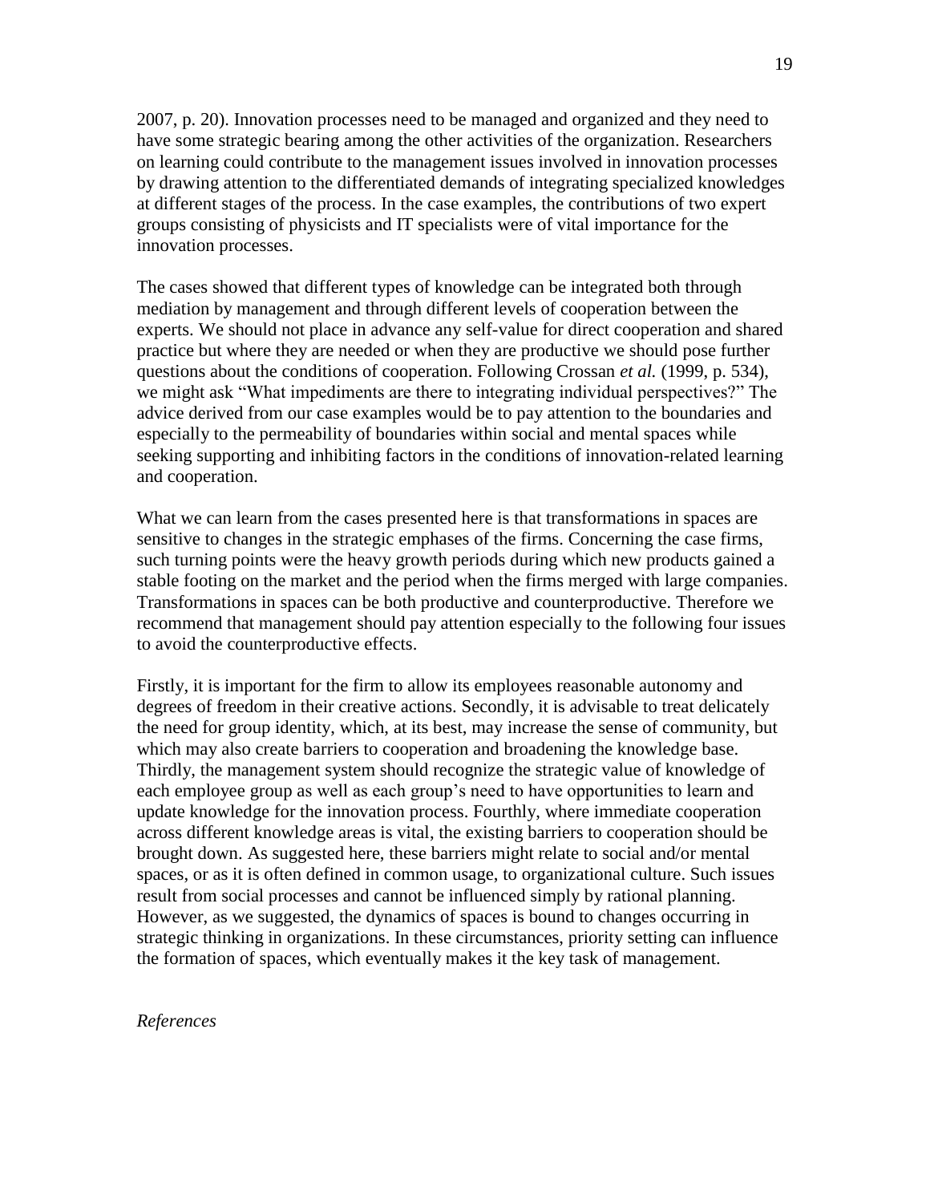2007, p. 20). Innovation processes need to be managed and organized and they need to have some strategic bearing among the other activities of the organization. Researchers on learning could contribute to the management issues involved in innovation processes by drawing attention to the differentiated demands of integrating specialized knowledges at different stages of the process. In the case examples, the contributions of two expert groups consisting of physicists and IT specialists were of vital importance for the innovation processes.

The cases showed that different types of knowledge can be integrated both through mediation by management and through different levels of cooperation between the experts. We should not place in advance any self-value for direct cooperation and shared practice but where they are needed or when they are productive we should pose further questions about the conditions of cooperation. Following Crossan *et al.* (1999, p. 534), we might ask "What impediments are there to integrating individual perspectives?" The advice derived from our case examples would be to pay attention to the boundaries and especially to the permeability of boundaries within social and mental spaces while seeking supporting and inhibiting factors in the conditions of innovation-related learning and cooperation.

What we can learn from the cases presented here is that transformations in spaces are sensitive to changes in the strategic emphases of the firms. Concerning the case firms, such turning points were the heavy growth periods during which new products gained a stable footing on the market and the period when the firms merged with large companies. Transformations in spaces can be both productive and counterproductive. Therefore we recommend that management should pay attention especially to the following four issues to avoid the counterproductive effects.

Firstly, it is important for the firm to allow its employees reasonable autonomy and degrees of freedom in their creative actions. Secondly, it is advisable to treat delicately the need for group identity, which, at its best, may increase the sense of community, but which may also create barriers to cooperation and broadening the knowledge base. Thirdly, the management system should recognize the strategic value of knowledge of each employee group as well as each group's need to have opportunities to learn and update knowledge for the innovation process. Fourthly, where immediate cooperation across different knowledge areas is vital, the existing barriers to cooperation should be brought down. As suggested here, these barriers might relate to social and/or mental spaces, or as it is often defined in common usage, to organizational culture. Such issues result from social processes and cannot be influenced simply by rational planning. However, as we suggested, the dynamics of spaces is bound to changes occurring in strategic thinking in organizations. In these circumstances, priority setting can influence the formation of spaces, which eventually makes it the key task of management.

*References*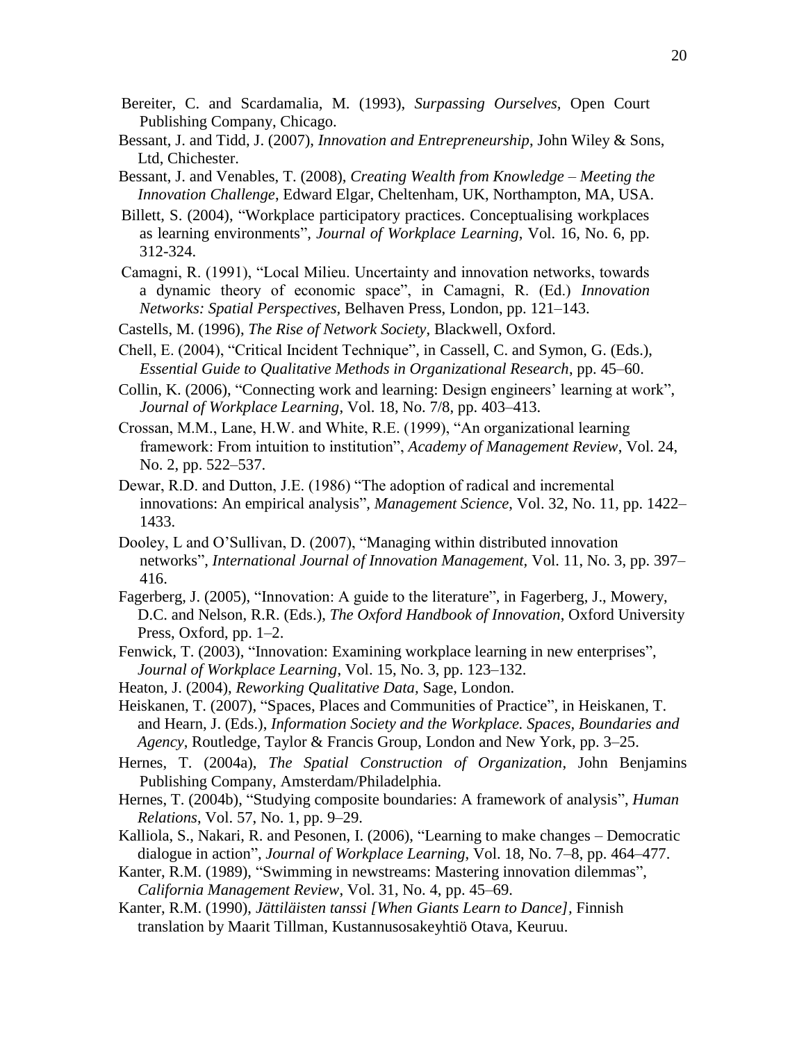Bereiter, C. and Scardamalia, M. (1993), *Surpassing Ourselves*, Open Court Publishing Company, Chicago.

Bessant, J. and Tidd, J. (2007), *Innovation and Entrepreneurship*, John Wiley & Sons, Ltd, Chichester.

Bessant, J. and Venables, T. (2008), *Creating Wealth from Knowledge – Meeting the Innovation Challenge*, Edward Elgar, Cheltenham, UK, Northampton, MA, USA.

Billett, S. (2004), "Workplace participatory practices. Conceptualising workplaces as learning environments", *Journal of Workplace Learning*, Vol. 16, No. 6, pp. 312-324.

Camagni, R. (1991), "Local Milieu. Uncertainty and innovation networks, towards a dynamic theory of economic space", in Camagni, R. (Ed.) *Innovation Networks: Spatial Perspectives*, Belhaven Press, London, pp. 121–143.

Castells, M. (1996), *The Rise of Network Society*, Blackwell, Oxford.

Chell, E. (2004), "Critical Incident Technique", in Cassell, C. and Symon, G. (Eds.), *Essential Guide to Qualitative Methods in Organizational Research*, pp. 45–60.

Collin, K. (2006), "Connecting work and learning: Design engineers' learning at work", *Journal of Workplace Learning*, Vol. 18, No. 7/8, pp. 403–413.

Crossan, M.M., Lane, H.W. and White, R.E. (1999), "An organizational learning framework: From intuition to institution", *Academy of Management Review*, Vol. 24, No. 2, pp. 522–537.

Dewar, R.D. and Dutton, J.E. (1986) "The adoption of radical and incremental innovations: An empirical analysis", *Management Science*, Vol. 32, No. 11, pp. 1422–1433.

Dooley, L and O'Sullivan, D. (2007), "Managing within distributed innovation networks", *International Journal of Innovation Management*, Vol. 11, No. 3, pp. 397–416.

Fagerberg, J. (2005), "Innovation: A guide to the literature", in Fagerberg, J., Mowery, D.C. and Nelson, R.R. (Eds.), *The Oxford Handbook of Innovation*, Oxford University Press, Oxford, pp. 1–2.

Fenwick, T. (2003), "Innovation: Examining workplace learning in new enterprises", *Journal of Workplace Learning*, Vol. 15, No. 3, pp. 123–132.

Heaton, J. (2004), *Reworking Qualitative Data*, Sage, London.

Heiskanen, T. (2007), "Spaces, Places and Communities of Practice", in Heiskanen, T. and Hearn, J. (Eds.), *Information Society and the Workplace. Spaces, Boundaries and Agency*, Routledge, Taylor & Francis Group, London and New York, pp. 3–25.

Hernes, T. (2004a), *The Spatial Construction of Organization*, John Benjamins Publishing Company, Amsterdam/Philadelphia.

Hernes, T. (2004b), "Studying composite boundaries: A framework of analysis", *Human Relations*, Vol. 57, No. 1, pp. 9–29.

Kalliola, S., Nakari, R. and Pesonen, I. (2006), "Learning to make changes – Democratic dialogue in action", *Journal of Workplace Learning*, Vol. 18, No. 7–8, pp. 464–477.

Kanter, R.M. (1989), "Swimming in newstreams: Mastering innovation dilemmas", *California Management Review*, Vol. 31, No. 4, pp. 45–69.

Kanter, R.M. (1990), *Jättiläisten tanssi [When Giants Learn to Dance]*, Finnish translation by Maarit Tillman, Kustannusosakeyhtiö Otava, Keuruu.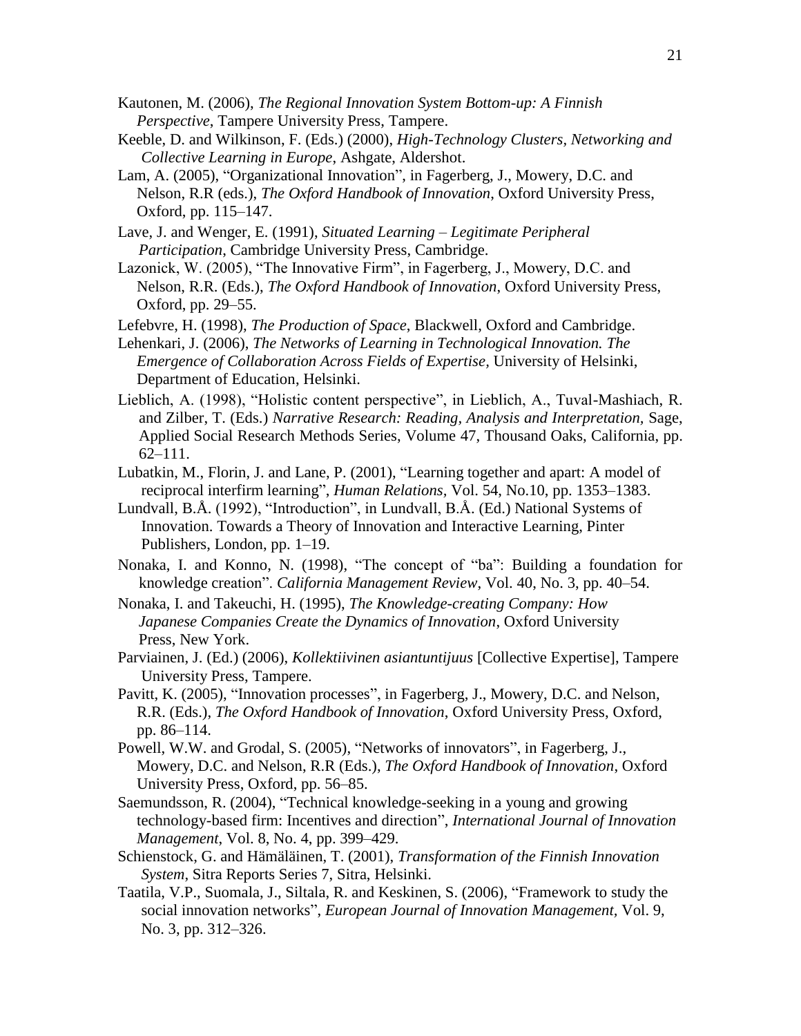Kautonen, M. (2006), *The Regional Innovation System Bottom-up: A Finnish Perspective*, Tampere University Press, Tampere.

Keeble, D. and Wilkinson, F. (Eds.) (2000), *High-Technology Clusters, Networking and Collective Learning in Europe*, Ashgate, Aldershot.

Lam, A. (2005), "Organizational Innovation", in Fagerberg, J., Mowery, D.C. and Nelson, R.R (eds.), *The Oxford Handbook of Innovation*, Oxford University Press, Oxford, pp. 115–147.

Lave, J. and Wenger, E. (1991), *Situated Learning – Legitimate Peripheral Participation*, Cambridge University Press, Cambridge.

Lazonick, W. (2005), "The Innovative Firm", in Fagerberg, J., Mowery, D.C. and Nelson, R.R. (Eds.), *The Oxford Handbook of Innovation*, Oxford University Press, Oxford, pp. 29–55.

Lefebvre, H. (1998), *The Production of Space*, Blackwell, Oxford and Cambridge.

Lehenkari, J. (2006), *The Networks of Learning in Technological Innovation. The Emergence of Collaboration Across Fields of Expertise*, University of Helsinki, Department of Education, Helsinki.

Lieblich, A. (1998), "Holistic content perspective", in Lieblich, A., Tuval-Mashiach, R. and Zilber, T. (Eds.) *Narrative Research: Reading, Analysis and Interpretation,* Sage, Applied Social Research Methods Series, Volume 47, Thousand Oaks, California, pp. 62–111.

Lubatkin, M., Florin, J. and Lane, P. (2001), "Learning together and apart: A model of reciprocal interfirm learning", *Human Relations,* Vol. 54, No.10, pp. 1353–1383.

Lundvall, B.Å. (1992), "Introduction", in Lundvall, B.Å. (Ed.) National Systems of Innovation. Towards a Theory of Innovation and Interactive Learning, Pinter Publishers, London, pp. 1–19.

Nonaka, I. and Konno, N. (1998), "The concept of "ba": Building a foundation for knowledge creation". *California Management Review*, Vol. 40, No. 3, pp. 40–54.

Nonaka, I. and Takeuchi, H. (1995), *The Knowledge-creating Company: How Japanese Companies Create the Dynamics of Innovation*, Oxford University Press, New York.

Parviainen, J. (Ed.) (2006), *Kollektiivinen asiantuntijuus* [Collective Expertise], Tampere University Press, Tampere.

Pavitt, K. (2005), "Innovation processes", in Fagerberg, J., Mowery, D.C. and Nelson, R.R. (Eds.), *The Oxford Handbook of Innovation*, Oxford University Press, Oxford, pp. 86–114.

Powell, W.W. and Grodal, S. (2005), "Networks of innovators", in Fagerberg, J., Mowery, D.C. and Nelson, R.R (Eds.), *The Oxford Handbook of Innovation*, Oxford University Press, Oxford, pp. 56–85.

Saemundsson, R. (2004), "Technical knowledge-seeking in a young and growing technology-based firm: Incentives and direction", *International Journal of Innovation Management*, Vol. 8, No. 4, pp. 399–429.

Schienstock, G. and Hämäläinen, T. (2001), *Transformation of the Finnish Innovation System*, Sitra Reports Series 7, Sitra, Helsinki.

Taatila, V.P., Suomala, J., Siltala, R. and Keskinen, S. (2006), "Framework to study the social innovation networks", *European Journal of Innovation Management,* Vol. 9, No. 3, pp. 312–326.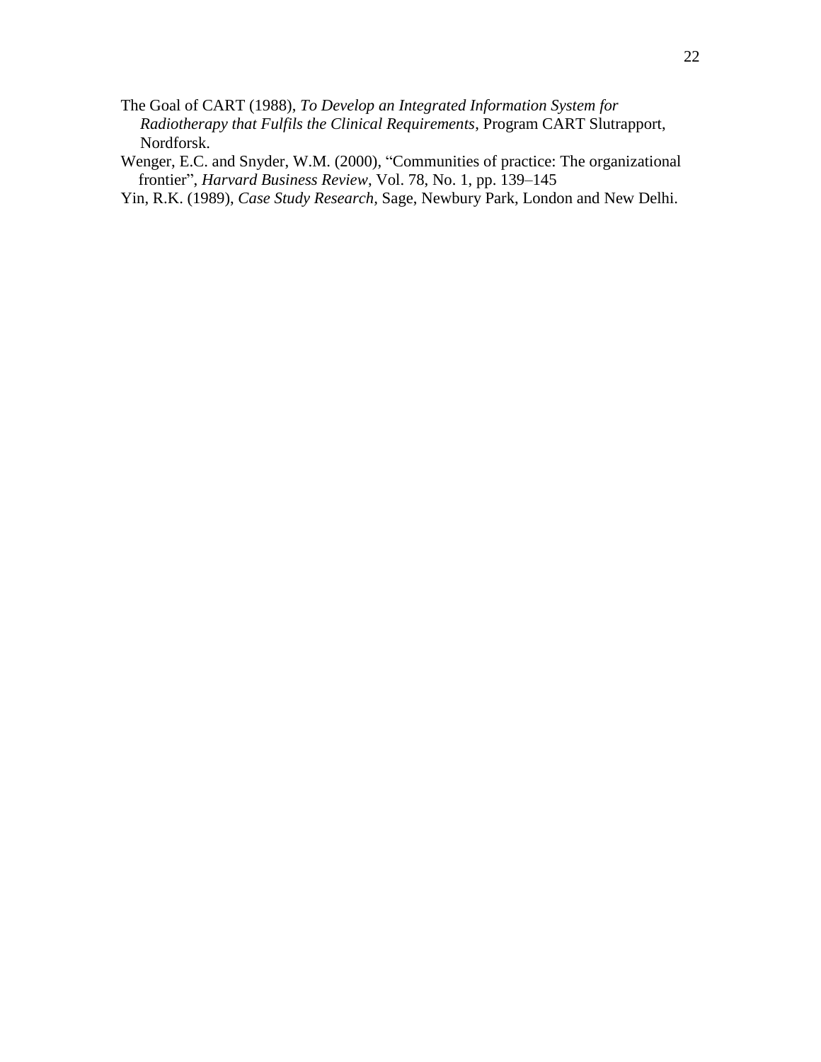The Goal of CART (1988), *To Develop an Integrated Information System for Radiotherapy that Fulfils the Clinical Requirements*, Program CART Slutrapport, Nordforsk.

Wenger, E.C. and Snyder, W.M. (2000), "Communities of practice: The organizational frontier", *Harvard Business Review*, Vol. 78, No. 1, pp. 139–145

Yin, R.K. (1989), *Case Study Research*, Sage, Newbury Park, London and New Delhi.